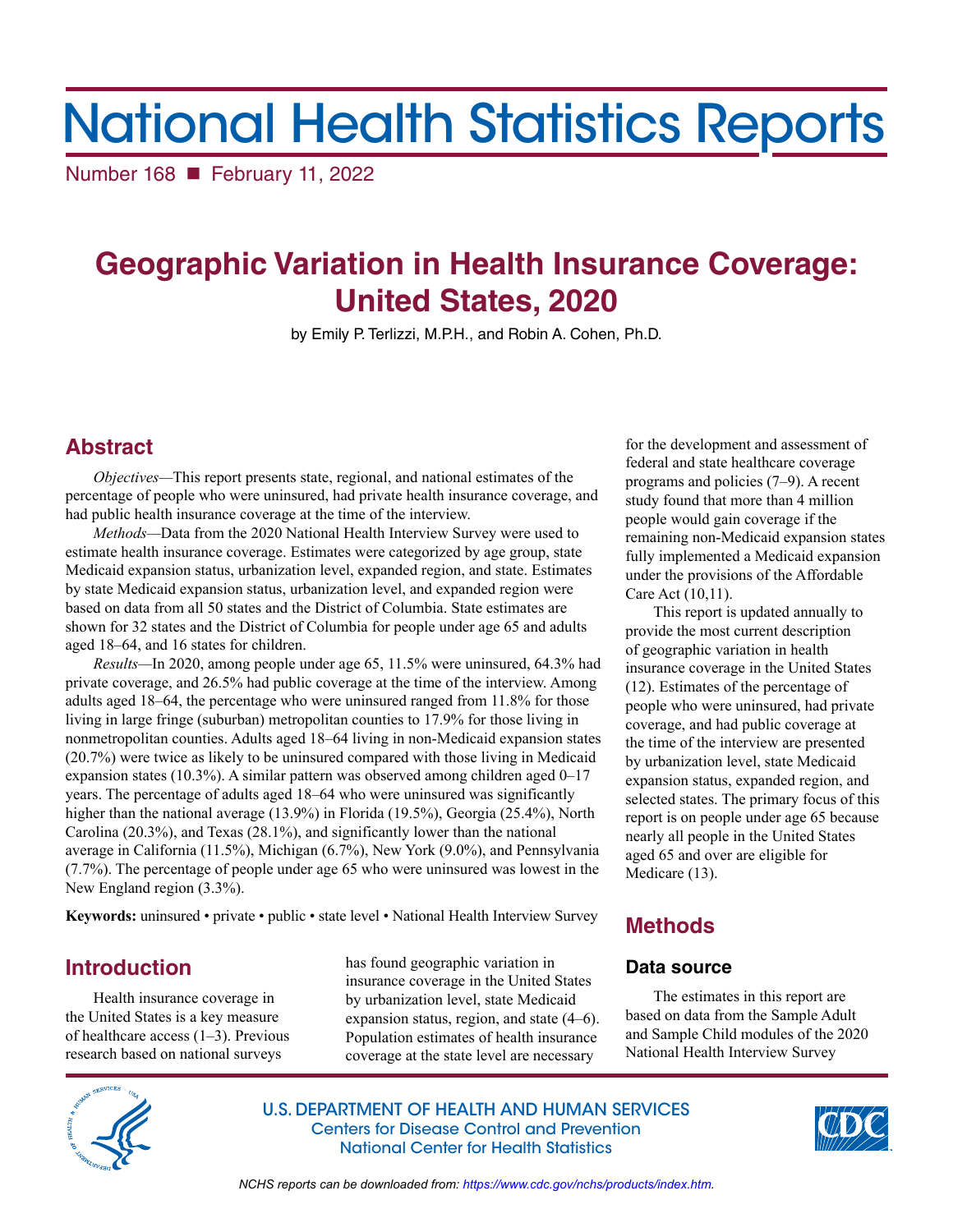# National Health Statistics Reports

Number 168 ■ February 11, 2022

# Geographic Variation in Health Insurance Coverage: United States, 2020

by Emily P. Terlizzi, M.P.H., and Robin A. Cohen, Ph.D.

## Abstract

*Objectives*—This report presents state, regional, and national estimates of the percentage of people who were uninsured, had private health insurance coverage, and had public health insurance coverage at the time of the interview.

*Methods*—Data from the 2020 National Health Interview Survey were used to estimate health insurance coverage. Estimates were categorized by age group, state Medicaid expansion status, urbanization level, expanded region, and state. Estimates by state Medicaid expansion status, urbanization level, and expanded region were based on data from all 50 states and the District of Columbia. State estimates are shown for 32 states and the District of Columbia for people under age 65 and adults aged 18–64, and 16 states for children.

*Results*—In 2020, among people under age 65, 11.5% were uninsured, 64.3% had private coverage, and 26.5% had public coverage at the time of the interview. Among adults aged 18–64, the percentage who were uninsured ranged from 11.8% for those living in large fringe (suburban) metropolitan counties to 17.9% for those living in nonmetropolitan counties. Adults aged 18–64 living in non-Medicaid expansion states (20.7%) were twice as likely to be uninsured compared with those living in Medicaid expansion states (10.3%). A similar pattern was observed among children aged 0–17 years. The percentage of adults aged 18–64 who were uninsured was significantly higher than the national average (13.9%) in Florida (19.5%), Georgia (25.4%), North Carolina (20.3%), and Texas (28.1%), and significantly lower than the national average in California (11.5%), Michigan (6.7%), New York (9.0%), and Pennsylvania (7.7%). The percentage of people under age 65 who were uninsured was lowest in the New England region (3.3%).

**Keywords:** uninsured • private • public • state level • National Health Interview Survey

## Introduction

Health insurance coverage in the United States is a key measure of healthcare access (1–3). Previous research based on national surveys has found geographic variation in insurance coverage in the United States by urbanization level, state Medicaid expansion status, region, and state (4–6). Population estimates of health insurance coverage at the state level are necessary for the development and assessment of federal and state healthcare coverage programs and policies (7–9). A recent study found that more than 4 million people would gain coverage if the remaining non-Medicaid expansion states fully implemented a Medicaid expansion under the provisions of the Affordable Care Act (10,11).

This report is updated annually to provide the most current description of geographic variation in health insurance coverage in the United States (12). Estimates of the percentage of people who were uninsured, had private coverage, and had public coverage at the time of the interview are presented by urbanization level, state Medicaid expansion status, expanded region, and selected states. The primary focus of this report is on people under age 65 because nearly all people in the United States aged 65 and over are eligible for Medicare (13).

## Methods

### Data source

The estimates in this report are based on data from the Sample Adult and Sample Child modules of the 2020 National Health Interview Survey

U.S. DEPARTMENT OF HEALTH AND HUMAN SERVICES
Centers for Disease Control and Prevention
National Center for Health Statistics

*NCHS reports can be downloaded from: https://www.cdc.gov/nchs/products/index.htm.*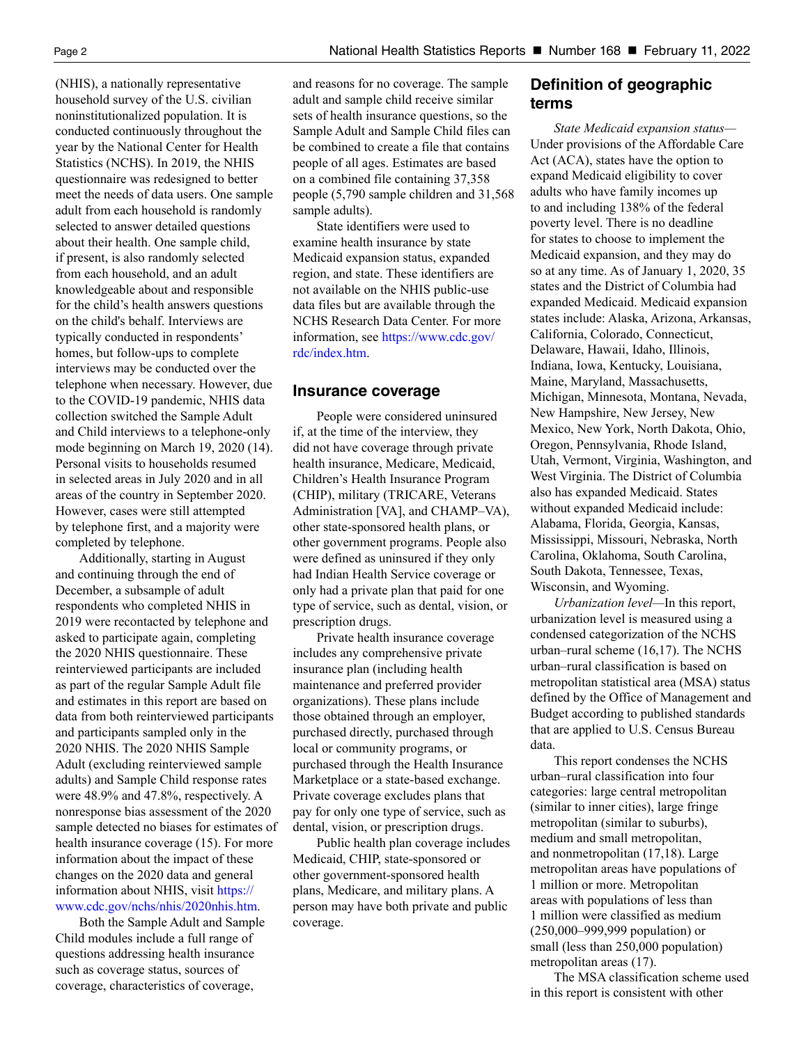(NHIS), a nationally representative household survey of the U.S. civilian noninstitutionalized population. It is conducted continuously throughout the year by the National Center for Health Statistics (NCHS). In 2019, the NHIS questionnaire was redesigned to better meet the needs of data users. One sample adult from each household is randomly selected to answer detailed questions about their health. One sample child, if present, is also randomly selected from each household, and an adult knowledgeable about and responsible for the child's health answers questions on the child's behalf. Interviews are typically conducted in respondents' homes, but follow-ups to complete interviews may be conducted over the telephone when necessary. However, due to the COVID-19 pandemic, NHIS data collection switched the Sample Adult and Child interviews to a telephone-only mode beginning on March 19, 2020 (14). Personal visits to households resumed in selected areas in July 2020 and in all areas of the country in September 2020. However, cases were still attempted by telephone first, and a majority were completed by telephone.

Additionally, starting in August and continuing through the end of December, a subsample of adult respondents who completed NHIS in 2019 were recontacted by telephone and asked to participate again, completing the 2020 NHIS questionnaire. These reinterviewed participants are included as part of the regular Sample Adult file and estimates in this report are based on data from both reinterviewed participants and participants sampled only in the 2020 NHIS. The 2020 NHIS Sample Adult (excluding reinterviewed sample adults) and Sample Child response rates were 48.9% and 47.8%, respectively. A nonresponse bias assessment of the 2020 sample detected no biases for estimates of health insurance coverage (15). For more information about the impact of these changes on the 2020 data and general information about NHIS, visit https://www.cdc.gov/nchs/nhis/2020nhis.htm.

Both the Sample Adult and Sample Child modules include a full range of questions addressing health insurance such as coverage status, sources of coverage, characteristics of coverage, and reasons for no coverage. The sample adult and sample child receive similar sets of health insurance questions, so the Sample Adult and Sample Child files can be combined to create a file that contains people of all ages. Estimates are based on a combined file containing 37,358 people (5,790 sample children and 31,568 sample adults).

State identifiers were used to examine health insurance by state Medicaid expansion status, expanded region, and state. These identifiers are not available on the NHIS public-use data files but are available through the NCHS Research Data Center. For more information, see https://www.cdc.gov/rdc/index.htm.

## Insurance coverage

People were considered uninsured if, at the time of the interview, they did not have coverage through private health insurance, Medicare, Medicaid, Children's Health Insurance Program (CHIP), military (TRICARE, Veterans Administration [VA], and CHAMP–VA), other state-sponsored health plans, or other government programs. People also were defined as uninsured if they only had Indian Health Service coverage or only had a private plan that paid for one type of service, such as dental, vision, or prescription drugs.

Private health insurance coverage includes any comprehensive private insurance plan (including health maintenance and preferred provider organizations). These plans include those obtained through an employer, purchased directly, purchased through local or community programs, or purchased through the Health Insurance Marketplace or a state-based exchange. Private coverage excludes plans that pay for only one type of service, such as dental, vision, or prescription drugs.

Public health plan coverage includes Medicaid, CHIP, state-sponsored or other government-sponsored health plans, Medicare, and military plans. A person may have both private and public coverage.

## Definition of geographic terms

*State Medicaid expansion status*—Under provisions of the Affordable Care Act (ACA), states have the option to expand Medicaid eligibility to cover adults who have family incomes up to and including 138% of the federal poverty level. There is no deadline for states to choose to implement the Medicaid expansion, and they may do so at any time. As of January 1, 2020, 35 states and the District of Columbia had expanded Medicaid. Medicaid expansion states include: Alaska, Arizona, Arkansas, California, Colorado, Connecticut, Delaware, Hawaii, Idaho, Illinois, Indiana, Iowa, Kentucky, Louisiana, Maine, Maryland, Massachusetts, Michigan, Minnesota, Montana, Nevada, New Hampshire, New Jersey, New Mexico, New York, North Dakota, Ohio, Oregon, Pennsylvania, Rhode Island, Utah, Vermont, Virginia, Washington, and West Virginia. The District of Columbia also has expanded Medicaid. States without expanded Medicaid include: Alabama, Florida, Georgia, Kansas, Mississippi, Missouri, Nebraska, North Carolina, Oklahoma, South Carolina, South Dakota, Tennessee, Texas, Wisconsin, and Wyoming.

*Urbanization level*—In this report, urbanization level is measured using a condensed categorization of the NCHS urban–rural scheme (16,17). The NCHS urban–rural classification is based on metropolitan statistical area (MSA) status defined by the Office of Management and Budget according to published standards that are applied to U.S. Census Bureau data.

This report condenses the NCHS urban–rural classification into four categories: large central metropolitan (similar to inner cities), large fringe metropolitan (similar to suburbs), medium and small metropolitan, and nonmetropolitan (17,18). Large metropolitan areas have populations of 1 million or more. Metropolitan areas with populations of less than 1 million were classified as medium (250,000–999,999 population) or small (less than 250,000 population) metropolitan areas (17).

The MSA classification scheme used in this report is consistent with other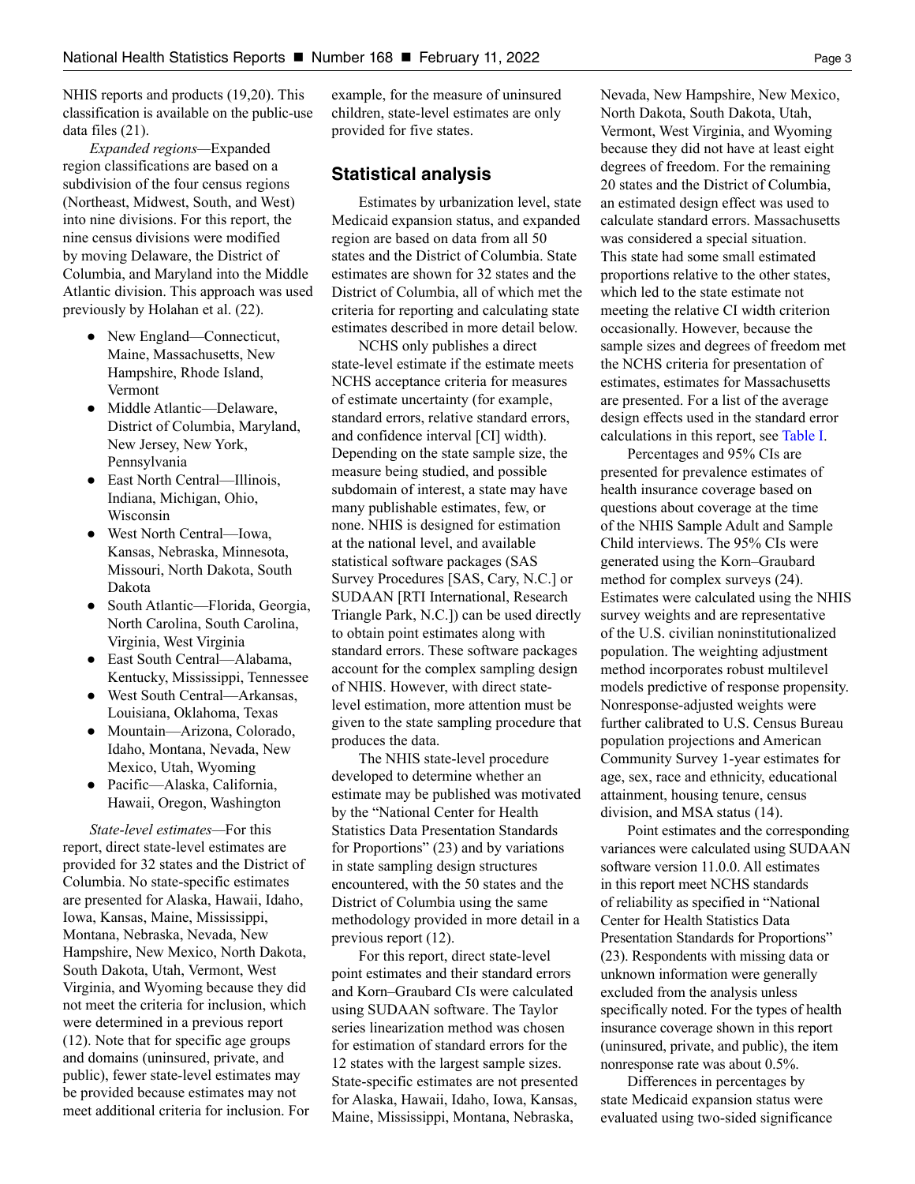NHIS reports and products (19,20). This classification is available on the public-use data files (21).

*Expanded regions*—Expanded region classifications are based on a subdivision of the four census regions (Northeast, Midwest, South, and West) into nine divisions. For this report, the nine census divisions were modified by moving Delaware, the District of Columbia, and Maryland into the Middle Atlantic division. This approach was used previously by Holahan et al. (22).

- New England—Connecticut, Maine, Massachusetts, New Hampshire, Rhode Island, Vermont
- Middle Atlantic—Delaware, District of Columbia, Maryland, New Jersey, New York, Pennsylvania
- East North Central—Illinois, Indiana, Michigan, Ohio, Wisconsin
- West North Central—Iowa, Kansas, Nebraska, Minnesota, Missouri, North Dakota, South Dakota
- South Atlantic—Florida, Georgia, North Carolina, South Carolina, Virginia, West Virginia
- East South Central—Alabama, Kentucky, Mississippi, Tennessee
- West South Central—Arkansas, Louisiana, Oklahoma, Texas
- Mountain—Arizona, Colorado, Idaho, Montana, Nevada, New Mexico, Utah, Wyoming
- Pacific—Alaska, California, Hawaii, Oregon, Washington

*State-level estimates*—For this report, direct state-level estimates are provided for 32 states and the District of Columbia. No state-specific estimates are presented for Alaska, Hawaii, Idaho, Iowa, Kansas, Maine, Mississippi, Montana, Nebraska, Nevada, New Hampshire, New Mexico, North Dakota, South Dakota, Utah, Vermont, West Virginia, and Wyoming because they did not meet the criteria for inclusion, which were determined in a previous report (12). Note that for specific age groups and domains (uninsured, private, and public), fewer state-level estimates may be provided because estimates may not meet additional criteria for inclusion. For example, for the measure of uninsured children, state-level estimates are only provided for five states.

## Statistical analysis

Estimates by urbanization level, state Medicaid expansion status, and expanded region are based on data from all 50 states and the District of Columbia. State estimates are shown for 32 states and the District of Columbia, all of which met the criteria for reporting and calculating state estimates described in more detail below.

NCHS only publishes a direct state-level estimate if the estimate meets NCHS acceptance criteria for measures of estimate uncertainty (for example, standard errors, relative standard errors, and confidence interval [CI] width). Depending on the state sample size, the measure being studied, and possible subdomain of interest, a state may have many publishable estimates, few, or none. NHIS is designed for estimation at the national level, and available statistical software packages (SAS Survey Procedures [SAS, Cary, N.C.] or SUDAAN [RTI International, Research Triangle Park, N.C.]) can be used directly to obtain point estimates along with standard errors. These software packages account for the complex sampling design of NHIS. However, with direct state-level estimation, more attention must be given to the state sampling procedure that produces the data.

The NHIS state-level procedure developed to determine whether an estimate may be published was motivated by the "National Center for Health Statistics Data Presentation Standards for Proportions" (23) and by variations in state sampling design structures encountered, with the 50 states and the District of Columbia using the same methodology provided in more detail in a previous report (12).

For this report, direct state-level point estimates and their standard errors and Korn–Graubard CIs were calculated using SUDAAN software. The Taylor series linearization method was chosen for estimation of standard errors for the 12 states with the largest sample sizes. State-specific estimates are not presented for Alaska, Hawaii, Idaho, Iowa, Kansas, Maine, Mississippi, Montana, Nebraska, Nevada, New Hampshire, New Mexico, North Dakota, South Dakota, Utah, Vermont, West Virginia, and Wyoming because they did not have at least eight degrees of freedom. For the remaining 20 states and the District of Columbia, an estimated design effect was used to calculate standard errors. Massachusetts was considered a special situation. This state had some small estimated proportions relative to the other states, which led to the state estimate not meeting the relative CI width criterion occasionally. However, because the sample sizes and degrees of freedom met the NCHS criteria for presentation of estimates, estimates for Massachusetts are presented. For a list of the average design effects used in the standard error calculations in this report, see Table I.

Percentages and 95% CIs are presented for prevalence estimates of health insurance coverage based on questions about coverage at the time of the NHIS Sample Adult and Sample Child interviews. The 95% CIs were generated using the Korn–Graubard method for complex surveys (24). Estimates were calculated using the NHIS survey weights and are representative of the U.S. civilian noninstitutionalized population. The weighting adjustment method incorporates robust multilevel models predictive of response propensity. Nonresponse-adjusted weights were further calibrated to U.S. Census Bureau population projections and American Community Survey 1-year estimates for age, sex, race and ethnicity, educational attainment, housing tenure, census division, and MSA status (14).

Point estimates and the corresponding variances were calculated using SUDAAN software version 11.0.0. All estimates in this report meet NCHS standards of reliability as specified in "National Center for Health Statistics Data Presentation Standards for Proportions" (23). Respondents with missing data or unknown information were generally excluded from the analysis unless specifically noted. For the types of health insurance coverage shown in this report (uninsured, private, and public), the item nonresponse rate was about 0.5%.

Differences in percentages by state Medicaid expansion status were evaluated using two-sided significance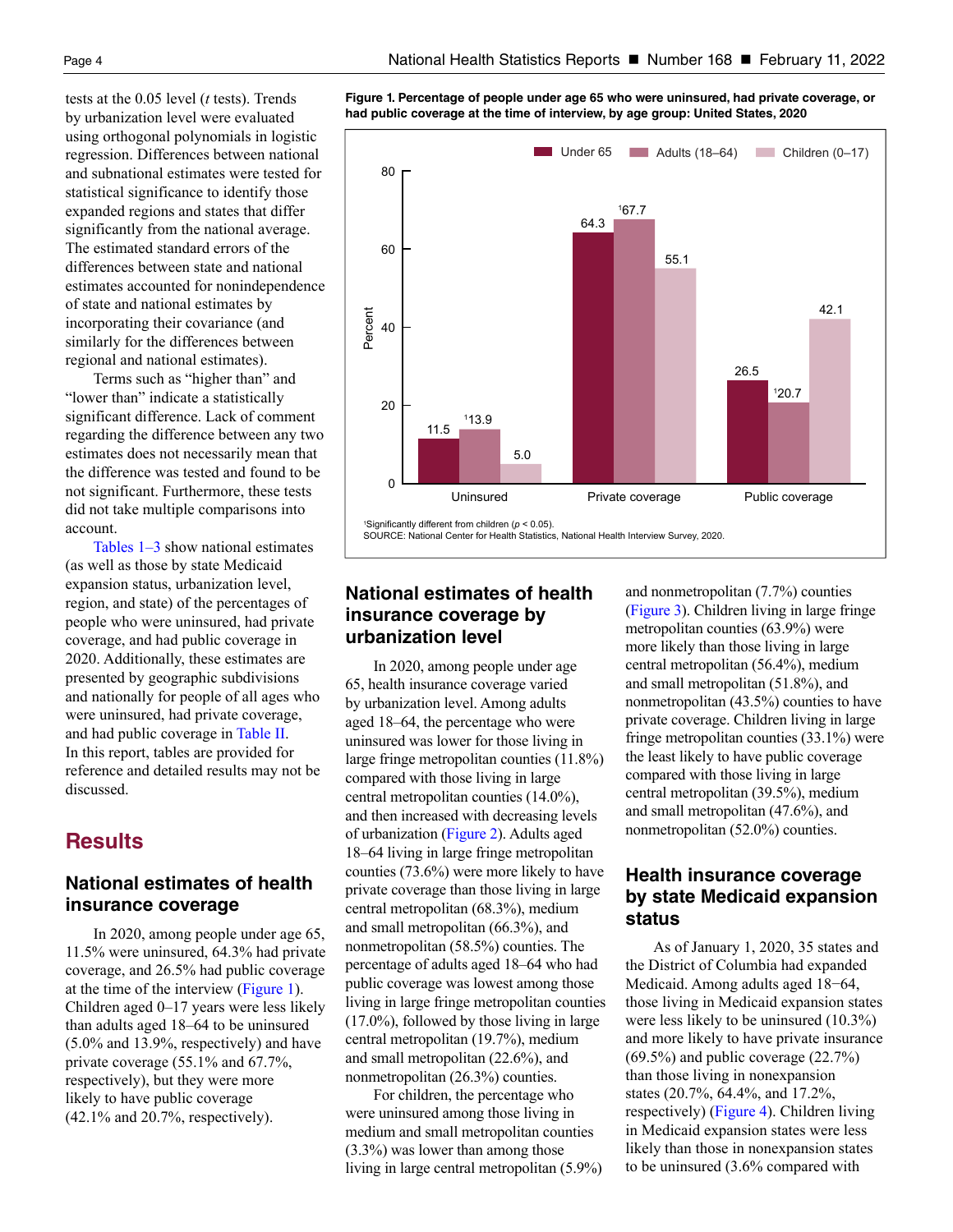tests at the 0.05 level (*t* tests). Trends by urbanization level were evaluated using orthogonal polynomials in logistic regression. Differences between national and subnational estimates were tested for statistical significance to identify those expanded regions and states that differ significantly from the national average. The estimated standard errors of the differences between state and national estimates accounted for nonindependence of state and national estimates by incorporating their covariance (and similarly for the differences between regional and national estimates).

Terms such as "higher than" and "lower than" indicate a statistically significant difference. Lack of comment regarding the difference between any two estimates does not necessarily mean that the difference was tested and found to be not significant. Furthermore, these tests did not take multiple comparisons into account.

Tables 1–3 show national estimates (as well as those by state Medicaid expansion status, urbanization level, region, and state) of the percentages of people who were uninsured, had private coverage, and had public coverage in 2020. Additionally, these estimates are presented by geographic subdivisions and nationally for people of all ages who were uninsured, had private coverage, and had public coverage in Table II. In this report, tables are provided for reference and detailed results may not be discussed.

# Results

## National estimates of health insurance coverage

In 2020, among people under age 65, 11.5% were uninsured, 64.3% had private coverage, and 26.5% had public coverage at the time of the interview (Figure 1). Children aged 0–17 years were less likely than adults aged 18–64 to be uninsured (5.0% and 13.9%, respectively) and have private coverage (55.1% and 67.7%, respectively), but they were more likely to have public coverage (42.1% and 20.7%, respectively).

**Figure 1. Percentage of people under age 65 who were uninsured, had private coverage, or had public coverage at the time of interview, by age group: United States, 2020**

| | Under 65 | Adults (18–64) | Children (0–17) |
|---|---|---|---|
| Uninsured | 11.5 | [1]13.9 | 5.0 |
| Private coverage | 64.3 | [1]67.7 | 55.1 |
| Public coverage | 26.5 | [1]20.7 | 42.1 |

[1]Significantly different from children ($p < 0.05$).

SOURCE: National Center for Health Statistics, National Health Interview Survey, 2020.

## National estimates of health insurance coverage by urbanization level

In 2020, among people under age 65, health insurance coverage varied by urbanization level. Among adults aged 18–64, the percentage who were uninsured was lower for those living in large fringe metropolitan counties (11.8%) compared with those living in large central metropolitan counties (14.0%), and then increased with decreasing levels of urbanization (Figure 2). Adults aged 18–64 living in large fringe metropolitan counties (73.6%) were more likely to have private coverage than those living in large central metropolitan (68.3%), medium and small metropolitan (66.3%), and nonmetropolitan (58.5%) counties. The percentage of adults aged 18–64 who had public coverage was lowest among those living in large fringe metropolitan counties (17.0%), followed by those living in large central metropolitan (19.7%), medium and small metropolitan (22.6%), and nonmetropolitan (26.3%) counties.

For children, the percentage who were uninsured among those living in medium and small metropolitan counties (3.3%) was lower than among those living in large central metropolitan (5.9%) and nonmetropolitan (7.7%) counties (Figure 3). Children living in large fringe metropolitan counties (63.9%) were more likely than those living in large central metropolitan (56.4%), medium and small metropolitan (51.8%), and nonmetropolitan (43.5%) counties to have private coverage. Children living in large fringe metropolitan counties (33.1%) were the least likely to have public coverage compared with those living in large central metropolitan (39.5%), medium and small metropolitan (47.6%), and nonmetropolitan (52.0%) counties.

## Health insurance coverage by state Medicaid expansion status

As of January 1, 2020, 35 states and the District of Columbia had expanded Medicaid. Among adults aged 18−64, those living in Medicaid expansion states were less likely to be uninsured (10.3%) and more likely to have private insurance (69.5%) and public coverage (22.7%) than those living in nonexpansion states (20.7%, 64.4%, and 17.2%, respectively) (Figure 4). Children living in Medicaid expansion states were less likely than those in nonexpansion states to be uninsured (3.6% compared with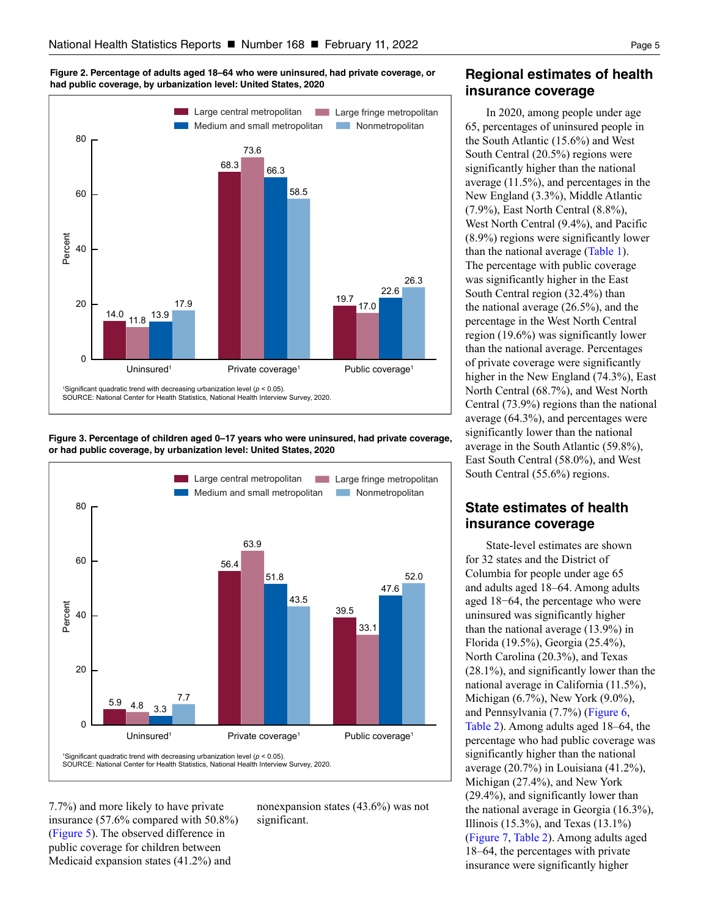**Figure 2. Percentage of adults aged 18–64 who were uninsured, had private coverage, or had public coverage, by urbanization level: United States, 2020**

| | Large central metropolitan | Large fringe metropolitan | Medium and small metropolitan | Nonmetropolitan |
|---|---|---|---|---|
| Uninsured[1] | 14.0 | 11.8 | 13.9 | 17.9 |
| Private coverage[1] | 68.3 | 73.6 | 66.3 | 58.5 |
| Public coverage[1] | 19.7 | 17.0 | 22.6 | 26.3 |

[1]Significant quadratic trend with decreasing urbanization level ($p < 0.05$).
SOURCE: National Center for Health Statistics, National Health Interview Survey, 2020.

**Figure 3. Percentage of children aged 0–17 years who were uninsured, had private coverage, or had public coverage, by urbanization level: United States, 2020**

| | Large central metropolitan | Large fringe metropolitan | Medium and small metropolitan | Nonmetropolitan |
|---|---|---|---|---|
| Uninsured[1] | 5.9 | 4.8 | 3.3 | 7.7 |
| Private coverage[1] | 56.4 | 63.9 | 51.8 | 43.5 |
| Public coverage[1] | 39.5 | 33.1 | 47.6 | 52.0 |

[1]Significant quadratic trend with decreasing urbanization level ($p < 0.05$).
SOURCE: National Center for Health Statistics, National Health Interview Survey, 2020.

7.7%) and more likely to have private insurance (57.6% compared with 50.8%) (Figure 5). The observed difference in public coverage for children between Medicaid expansion states (41.2%) and nonexpansion states (43.6%) was not significant.

## Regional estimates of health insurance coverage

In 2020, among people under age 65, percentages of uninsured people in the South Atlantic (15.6%) and West South Central (20.5%) regions were significantly higher than the national average (11.5%), and percentages in the New England (3.3%), Middle Atlantic (7.9%), East North Central (8.8%), West North Central (9.4%), and Pacific (8.9%) regions were significantly lower than the national average (Table 1). The percentage with public coverage was significantly higher in the East South Central region (32.4%) than the national average (26.5%), and the percentage in the West North Central region (19.6%) was significantly lower than the national average. Percentages of private coverage were significantly higher in the New England (74.3%), East North Central (68.7%), and West North Central (73.9%) regions than the national average (64.3%), and percentages were significantly lower than the national average in the South Atlantic (59.8%), East South Central (58.0%), and West South Central (55.6%) regions.

## State estimates of health insurance coverage

State-level estimates are shown for 32 states and the District of Columbia for people under age 65 and adults aged 18–64. Among adults aged 18−64, the percentage who were uninsured was significantly higher than the national average (13.9%) in Florida (19.5%), Georgia (25.4%), North Carolina (20.3%), and Texas (28.1%), and significantly lower than the national average in California (11.5%), Michigan (6.7%), New York (9.0%), and Pennsylvania (7.7%) (Figure 6, Table 2). Among adults aged 18–64, the percentage who had public coverage was significantly higher than the national average (20.7%) in Louisiana (41.2%), Michigan (27.4%), and New York (29.4%), and significantly lower than the national average in Georgia (16.3%), Illinois (15.3%), and Texas (13.1%) (Figure 7, Table 2). Among adults aged 18–64, the percentages with private insurance were significantly higher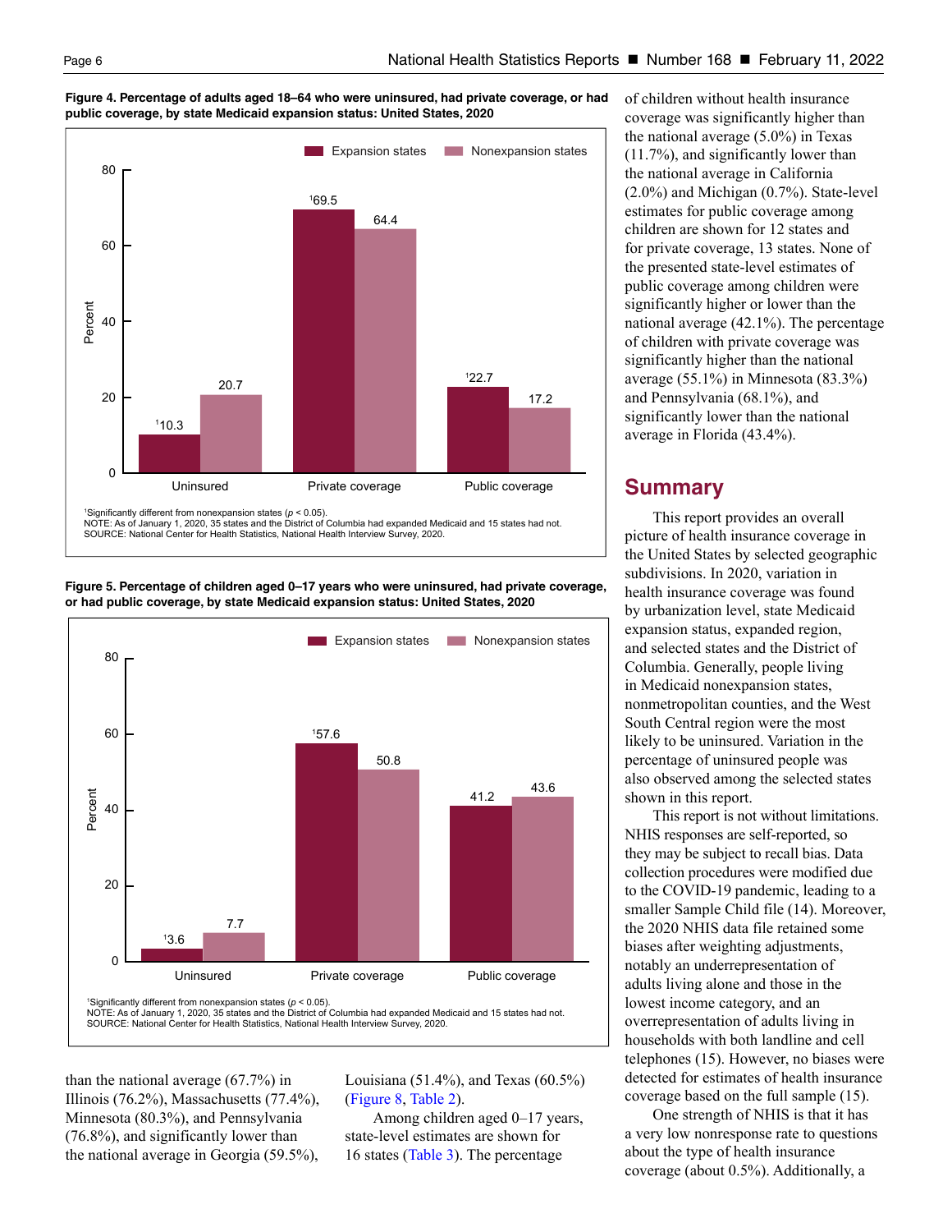**Figure 4. Percentage of adults aged 18–64 who were uninsured, had private coverage, or had public coverage, by state Medicaid expansion status: United States, 2020**

| | Expansion states | Nonexpansion states |
|---|---|---|
| Uninsured | [1]10.3 | 20.7 |
| Private coverage | [1]69.5 | 64.4 |
| Public coverage | [1]22.7 | 17.2 |

[1]Significantly different from nonexpansion states ($p < 0.05$).
NOTE: As of January 1, 2020, 35 states and the District of Columbia had expanded Medicaid and 15 states had not.
SOURCE: National Center for Health Statistics, National Health Interview Survey, 2020.

**Figure 5. Percentage of children aged 0–17 years who were uninsured, had private coverage, or had public coverage, by state Medicaid expansion status: United States, 2020**

| | Expansion states | Nonexpansion states |
|---|---|---|
| Uninsured | [1]3.6 | 7.7 |
| Private coverage | [1]57.6 | 50.8 |
| Public coverage | 41.2 | 43.6 |

[1]Significantly different from nonexpansion states ($p < 0.05$).
NOTE: As of January 1, 2020, 35 states and the District of Columbia had expanded Medicaid and 15 states had not.
SOURCE: National Center for Health Statistics, National Health Interview Survey, 2020.

than the national average (67.7%) in Illinois (76.2%), Massachusetts (77.4%), Minnesota (80.3%), and Pennsylvania (76.8%), and significantly lower than the national average in Georgia (59.5%), Louisiana (51.4%), and Texas (60.5%) (Figure 8, Table 2).

Among children aged 0–17 years, state-level estimates are shown for 16 states (Table 3). The percentage of children without health insurance coverage was significantly higher than the national average (5.0%) in Texas (11.7%), and significantly lower than the national average in California (2.0%) and Michigan (0.7%). State-level estimates for public coverage among children are shown for 12 states and for private coverage, 13 states. None of the presented state-level estimates of public coverage among children were significantly higher or lower than the national average (42.1%). The percentage of children with private coverage was significantly higher than the national average (55.1%) in Minnesota (83.3%) and Pennsylvania (68.1%), and significantly lower than the national average in Florida (43.4%).

## Summary

This report provides an overall picture of health insurance coverage in the United States by selected geographic subdivisions. In 2020, variation in health insurance coverage was found by urbanization level, state Medicaid expansion status, expanded region, and selected states and the District of Columbia. Generally, people living in Medicaid nonexpansion states, nonmetropolitan counties, and the West South Central region were the most likely to be uninsured. Variation in the percentage of uninsured people was also observed among the selected states shown in this report.

This report is not without limitations. NHIS responses are self-reported, so they may be subject to recall bias. Data collection procedures were modified due to the COVID-19 pandemic, leading to a smaller Sample Child file (14). Moreover, the 2020 NHIS data file retained some biases after weighting adjustments, notably an underrepresentation of adults living alone and those in the lowest income category, and an overrepresentation of adults living in households with both landline and cell telephones (15). However, no biases were detected for estimates of health insurance coverage based on the full sample (15).

One strength of NHIS is that it has a very low nonresponse rate to questions about the type of health insurance coverage (about 0.5%). Additionally, a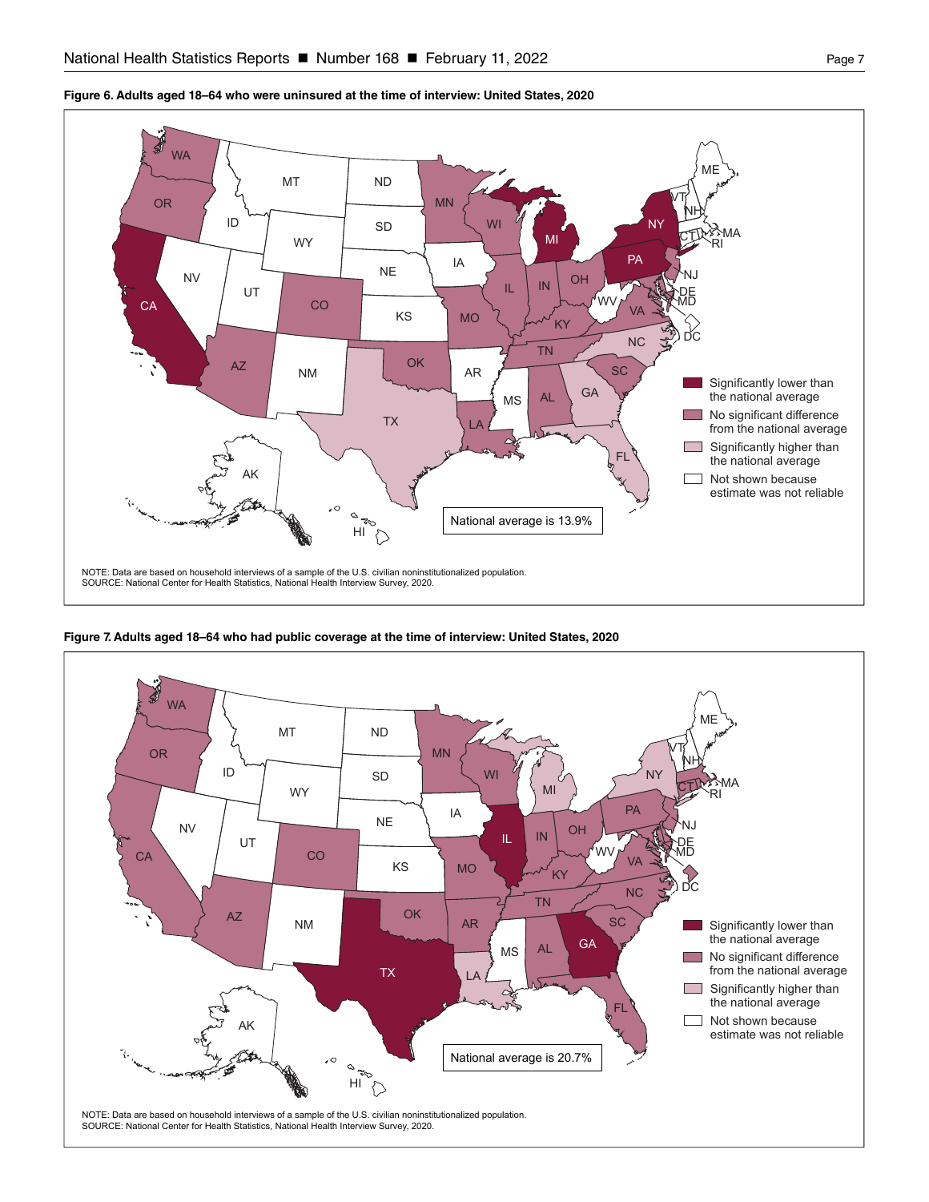**Figure 6. Adults aged 18–64 who were uninsured at the time of interview: United States, 2020**

Significantly lower than the national average

No significant difference from the national average

Significantly higher than the national average

Not shown because estimate was not reliable

National average is 13.9%

NOTE: Data are based on household interviews of a sample of the U.S. civilian noninstitutionalized population.
SOURCE: National Center for Health Statistics, National Health Interview Survey, 2020.

**Figure 7. Adults aged 18–64 who had public coverage at the time of interview: United States, 2020**

Significantly lower than the national average

No significant difference from the national average

Significantly higher than the national average

Not shown because estimate was not reliable

National average is 20.7%

NOTE: Data are based on household interviews of a sample of the U.S. civilian noninstitutionalized population.
SOURCE: National Center for Health Statistics, National Health Interview Survey, 2020.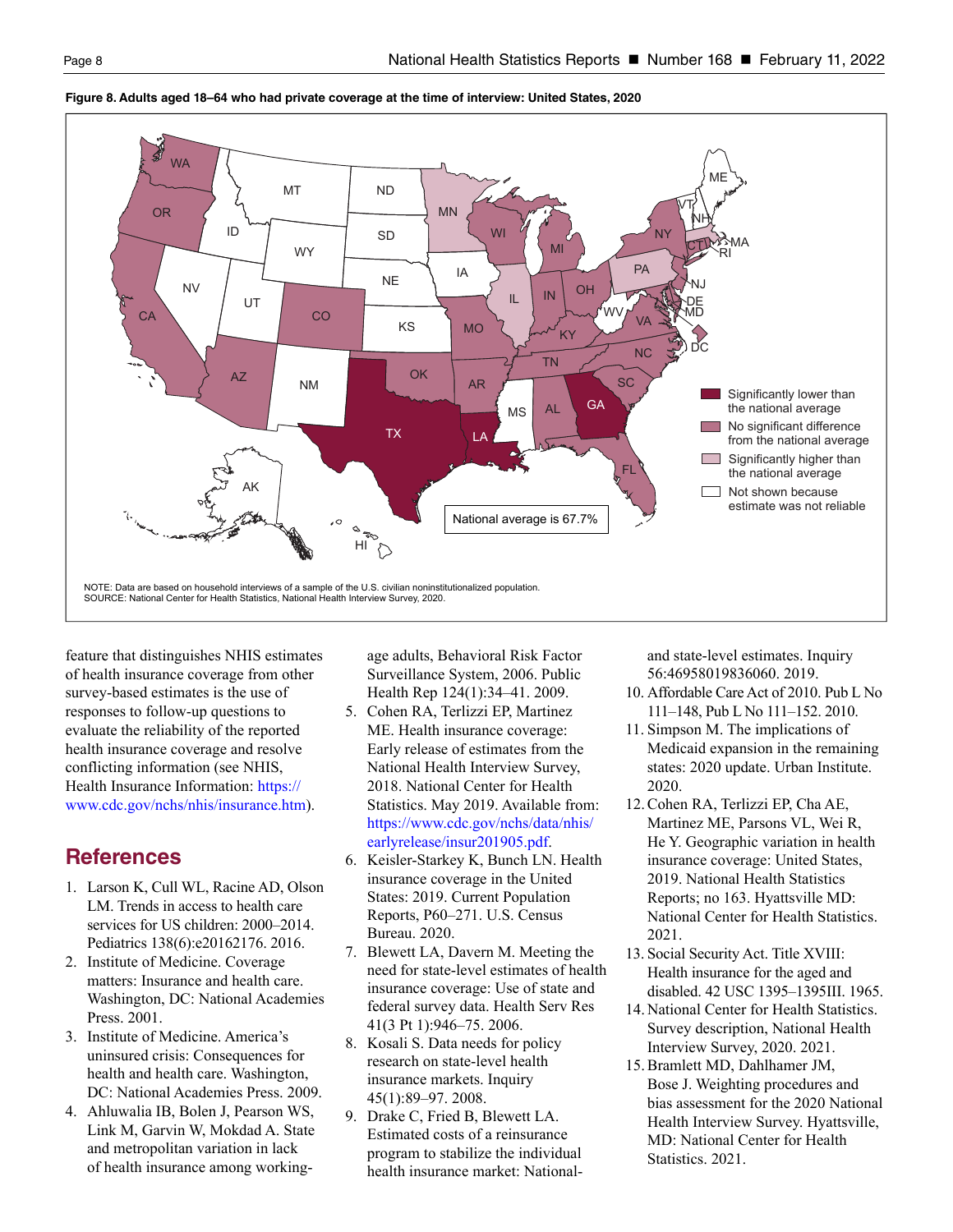**Figure 8. Adults aged 18–64 who had private coverage at the time of interview: United States, 2020**

NOTE: Data are based on household interviews of a sample of the U.S. civilian noninstitutionalized population.
SOURCE: National Center for Health Statistics, National Health Interview Survey, 2020.

feature that distinguishes NHIS estimates of health insurance coverage from other survey-based estimates is the use of responses to follow-up questions to evaluate the reliability of the reported health insurance coverage and resolve conflicting information (see NHIS, Health Insurance Information: https://www.cdc.gov/nchs/nhis/insurance.htm).

## References

1. Larson K, Cull WL, Racine AD, Olson LM. Trends in access to health care services for US children: 2000–2014. Pediatrics 138(6):e20162176. 2016.
2. Institute of Medicine. Coverage matters: Insurance and health care. Washington, DC: National Academies Press. 2001.
3. Institute of Medicine. America's uninsured crisis: Consequences for health and health care. Washington, DC: National Academies Press. 2009.
4. Ahluwalia IB, Bolen J, Pearson WS, Link M, Garvin W, Mokdad A. State and metropolitan variation in lack of health insurance among working-age adults, Behavioral Risk Factor Surveillance System, 2006. Public Health Rep 124(1):34–41. 2009.
5. Cohen RA, Terlizzi EP, Martinez ME. Health insurance coverage: Early release of estimates from the National Health Interview Survey, 2018. National Center for Health Statistics. May 2019. Available from: https://www.cdc.gov/nchs/data/nhis/earlyrelease/insur201905.pdf.
6. Keisler-Starkey K, Bunch LN. Health insurance coverage in the United States: 2019. Current Population Reports, P60–271. U.S. Census Bureau. 2020.
7. Blewett LA, Davern M. Meeting the need for state-level estimates of health insurance coverage: Use of state and federal survey data. Health Serv Res 41(3 Pt 1):946–75. 2006.
8. Kosali S. Data needs for policy research on state-level health insurance markets. Inquiry 45(1):89–97. 2008.
9. Drake C, Fried B, Blewett LA. Estimated costs of a reinsurance program to stabilize the individual health insurance market: National- and state-level estimates. Inquiry 56:46958019836060. 2019.
10. Affordable Care Act of 2010. Pub L No 111–148, Pub L No 111–152. 2010.
11. Simpson M. The implications of Medicaid expansion in the remaining states: 2020 update. Urban Institute. 2020.
12. Cohen RA, Terlizzi EP, Cha AE, Martinez ME, Parsons VL, Wei R, He Y. Geographic variation in health insurance coverage: United States, 2019. National Health Statistics Reports; no 163. Hyattsville MD: National Center for Health Statistics. 2021.
13. Social Security Act. Title XVIII: Health insurance for the aged and disabled. 42 USC 1395–1395III. 1965.
14. National Center for Health Statistics. Survey description, National Health Interview Survey, 2020. 2021.
15. Bramlett MD, Dahlhamer JM, Bose J. Weighting procedures and bias assessment for the 2020 National Health Interview Survey. Hyattsville, MD: National Center for Health Statistics. 2021.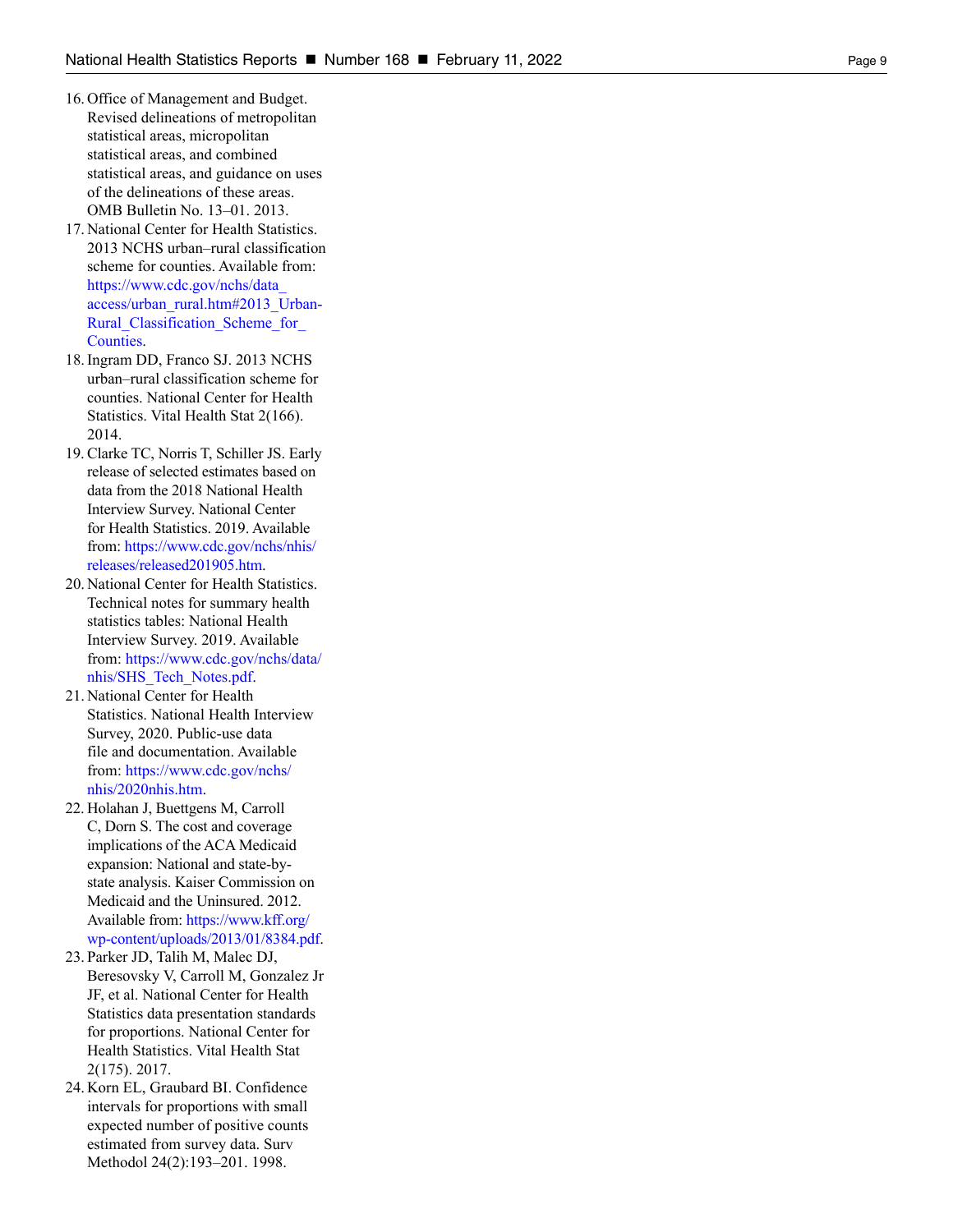16. Office of Management and Budget. Revised delineations of metropolitan statistical areas, micropolitan statistical areas, and combined statistical areas, and guidance on uses of the delineations of these areas. OMB Bulletin No. 13–01. 2013.
17. National Center for Health Statistics. 2013 NCHS urban–rural classification scheme for counties. Available from: https://www.cdc.gov/nchs/data_access/urban_rural.htm#2013_Urban-Rural_Classification_Scheme_for_Counties.
18. Ingram DD, Franco SJ. 2013 NCHS urban–rural classification scheme for counties. National Center for Health Statistics. Vital Health Stat 2(166). 2014.
19. Clarke TC, Norris T, Schiller JS. Early release of selected estimates based on data from the 2018 National Health Interview Survey. National Center for Health Statistics. 2019. Available from: https://www.cdc.gov/nchs/nhis/releases/released201905.htm.
20. National Center for Health Statistics. Technical notes for summary health statistics tables: National Health Interview Survey. 2019. Available from: https://www.cdc.gov/nchs/data/nhis/SHS_Tech_Notes.pdf.
21. National Center for Health Statistics. National Health Interview Survey, 2020. Public-use data file and documentation. Available from: https://www.cdc.gov/nchs/nhis/2020nhis.htm.
22. Holahan J, Buettgens M, Carroll C, Dorn S. The cost and coverage implications of the ACA Medicaid expansion: National and state-by-state analysis. Kaiser Commission on Medicaid and the Uninsured. 2012. Available from: https://www.kff.org/wp-content/uploads/2013/01/8384.pdf.
23. Parker JD, Talih M, Malec DJ, Beresovsky V, Carroll M, Gonzalez Jr JF, et al. National Center for Health Statistics data presentation standards for proportions. National Center for Health Statistics. Vital Health Stat 2(175). 2017.
24. Korn EL, Graubard BI. Confidence intervals for proportions with small expected number of positive counts estimated from survey data. Surv Methodol 24(2):193–201. 1998.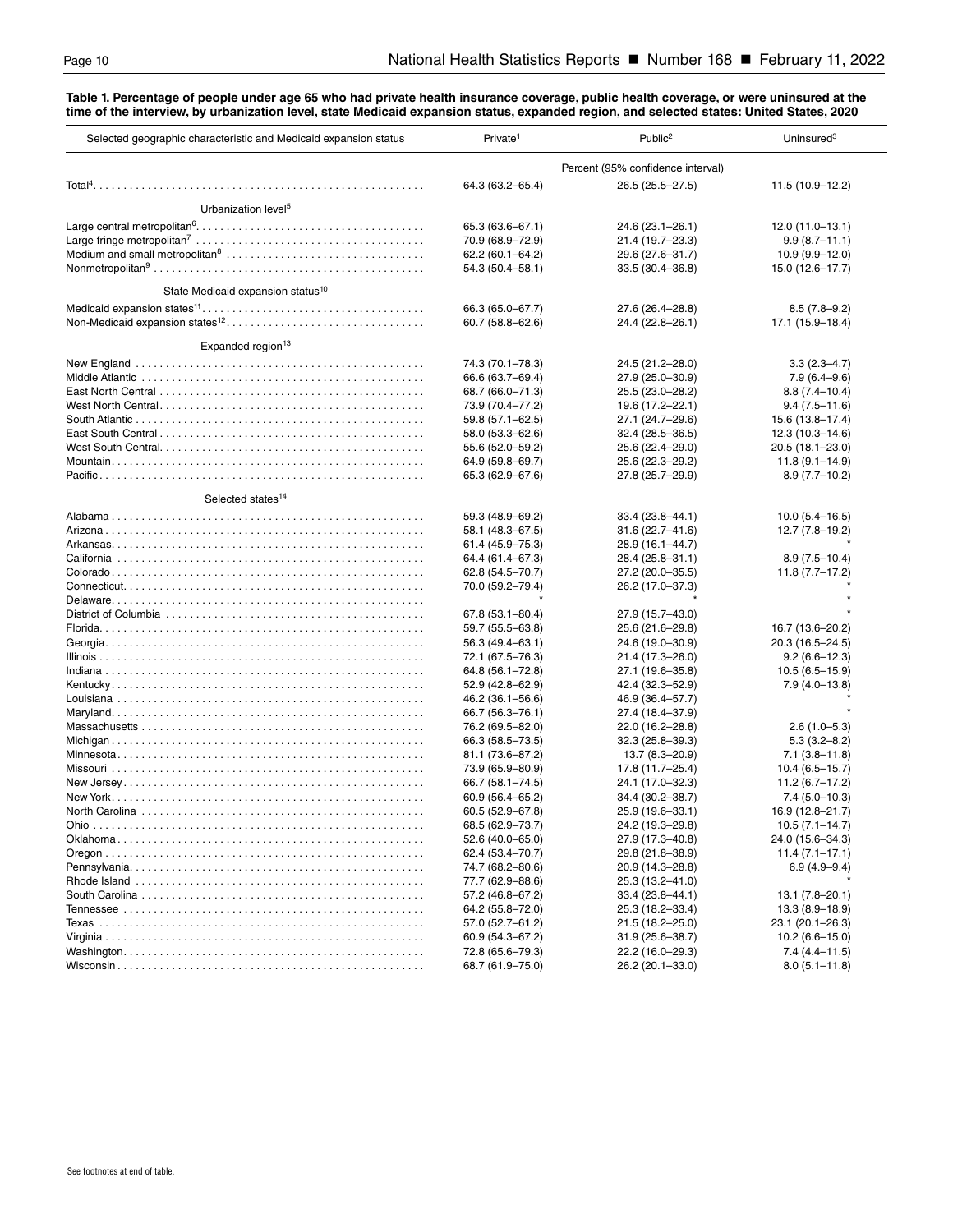**Table 1. Percentage of people under age 65 who had private health insurance coverage, public health coverage, or were uninsured at the time of the interview, by urbanization level, state Medicaid expansion status, expanded region, and selected states: United States, 2020**

| Selected geographic characteristic and Medicaid expansion status | Private[1] | Public[2] | Uninsured[3] |
|---|---|---|---|
| | Percent (95% confidence interval) | | |
| Total[4] | 64.3 (63.2–65.4) | 26.5 (25.5–27.5) | 11.5 (10.9–12.2) |
| **Urbanization level[5]** | | | |
| Large central metropolitan[6] | 65.3 (63.6–67.1) | 24.6 (23.1–26.1) | 12.0 (11.0–13.1) |
| Large fringe metropolitan[7] | 70.9 (68.9–72.9) | 21.4 (19.7–23.3) | 9.9 (8.7–11.1) |
| Medium and small metropolitan[8] | 62.2 (60.1–64.2) | 29.6 (27.6–31.7) | 10.9 (9.9–12.0) |
| Nonmetropolitan[9] | 54.3 (50.4–58.1) | 33.5 (30.4–36.8) | 15.0 (12.6–17.7) |
| **State Medicaid expansion status[10]** | | | |
| Medicaid expansion states[11] | 66.3 (65.0–67.7) | 27.6 (26.4–28.8) | 8.5 (7.8–9.2) |
| Non-Medicaid expansion states[12] | 60.7 (58.8–62.6) | 24.4 (22.8–26.1) | 17.1 (15.9–18.4) |
| **Expanded region[13]** | | | |
| New England | 74.3 (70.1–78.3) | 24.5 (21.2–28.0) | 3.3 (2.3–4.7) |
| Middle Atlantic | 66.6 (63.7–69.4) | 27.9 (25.0–30.9) | 7.9 (6.4–9.6) |
| East North Central | 68.7 (66.0–71.3) | 25.5 (23.0–28.2) | 8.8 (7.4–10.4) |
| West North Central | 73.9 (70.4–77.2) | 19.6 (17.2–22.1) | 9.4 (7.5–11.6) |
| South Atlantic | 59.8 (57.1–62.5) | 27.1 (24.7–29.6) | 15.6 (13.8–17.4) |
| East South Central | 58.0 (53.3–62.6) | 32.4 (28.5–36.5) | 12.3 (10.3–14.6) |
| West South Central | 55.6 (52.0–59.2) | 25.6 (22.4–29.0) | 20.5 (18.1–23.0) |
| Mountain | 64.9 (59.8–69.7) | 25.6 (22.3–29.2) | 11.8 (9.1–14.9) |
| Pacific | 65.3 (62.9–67.6) | 27.8 (25.7–29.9) | 8.9 (7.7–10.2) |
| **Selected states[14]** | | | |
| Alabama | 59.3 (48.9–69.2) | 33.4 (23.8–44.1) | 10.0 (5.4–16.5) |
| Arizona | 58.1 (48.3–67.5) | 31.6 (22.7–41.6) | 12.7 (7.8–19.2) |
| Arkansas | 61.4 (45.9–75.3) | 28.9 (16.1–44.7) | * |
| California | 64.4 (61.4–67.3) | 28.4 (25.8–31.1) | 8.9 (7.5–10.4) |
| Colorado | 62.8 (54.5–70.7) | 27.2 (20.0–35.5) | 11.8 (7.7–17.2) |
| Connecticut | 70.0 (59.2–79.4) | 26.2 (17.0–37.3) | * |
| Delaware | * | * | * |
| District of Columbia | 67.8 (53.1–80.4) | 27.9 (15.7–43.0) | * |
| Florida | 59.7 (55.5–63.8) | 25.6 (21.6–29.8) | 16.7 (13.6–20.2) |
| Georgia | 56.3 (49.4–63.1) | 24.6 (19.0–30.9) | 20.3 (16.5–24.5) |
| Illinois | 72.1 (67.5–76.3) | 21.4 (17.3–26.0) | 9.2 (6.6–12.3) |
| Indiana | 64.8 (56.1–72.8) | 27.1 (19.6–35.8) | 10.5 (6.5–15.9) |
| Kentucky | 52.9 (42.8–62.9) | 42.4 (32.3–52.9) | 7.9 (4.0–13.8) |
| Louisiana | 46.2 (36.1–56.6) | 46.9 (36.4–57.7) | * |
| Maryland | 66.7 (56.3–76.1) | 27.4 (18.4–37.9) | * |
| Massachusetts | 76.2 (69.5–82.0) | 22.0 (16.2–28.8) | 2.6 (1.0–5.3) |
| Michigan | 66.3 (58.5–73.5) | 32.3 (25.8–39.3) | 5.3 (3.2–8.2) |
| Minnesota | 81.1 (73.6–87.2) | 13.7 (8.3–20.9) | 7.1 (3.8–11.8) |
| Missouri | 73.9 (65.9–80.9) | 17.8 (11.7–25.4) | 10.4 (6.5–15.7) |
| New Jersey | 66.7 (58.1–74.5) | 24.1 (17.0–32.3) | 11.2 (6.7–17.2) |
| New York | 60.9 (56.4–65.2) | 34.4 (30.2–38.7) | 7.4 (5.0–10.3) |
| North Carolina | 60.5 (52.9–67.8) | 25.9 (19.6–33.1) | 16.9 (12.8–21.7) |
| Ohio | 68.5 (62.9–73.7) | 24.2 (19.3–29.8) | 10.5 (7.1–14.7) |
| Oklahoma | 52.6 (40.0–65.0) | 27.9 (17.3–40.8) | 24.0 (15.6–34.3) |
| Oregon | 62.4 (53.4–70.7) | 29.8 (21.8–38.9) | 11.4 (7.1–17.1) |
| Pennsylvania | 74.7 (68.2–80.6) | 20.9 (14.3–28.8) | 6.9 (4.9–9.4) |
| Rhode Island | 77.7 (62.9–88.6) | 25.3 (13.2–41.0) | * |
| South Carolina | 57.2 (46.8–67.2) | 33.4 (23.8–44.1) | 13.1 (7.8–20.1) |
| Tennessee | 64.2 (55.8–72.0) | 25.3 (18.2–33.4) | 13.3 (8.9–18.9) |
| Texas | 57.0 (52.7–61.2) | 21.5 (18.2–25.0) | 23.1 (20.1–26.3) |
| Virginia | 60.9 (54.3–67.2) | 31.9 (25.6–38.7) | 10.2 (6.6–15.0) |
| Washington | 72.8 (65.6–79.3) | 22.2 (16.0–29.3) | 7.4 (4.4–11.5) |
| Wisconsin | 68.7 (61.9–75.0) | 26.2 (20.1–33.0) | 8.0 (5.1–11.8) |

See footnotes at end of table.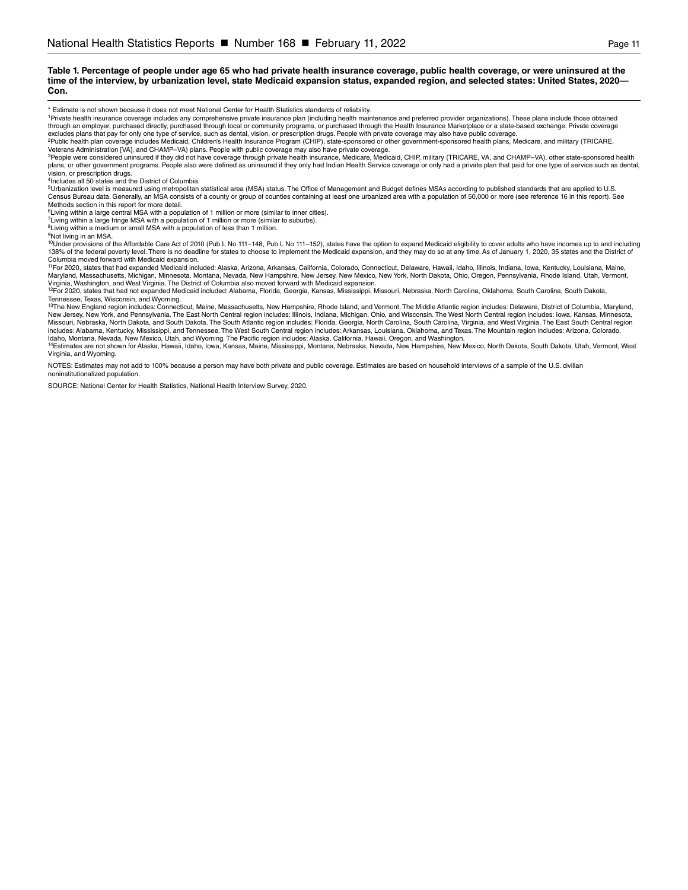**Table 1. Percentage of people under age 65 who had private health insurance coverage, public health coverage, or were uninsured at the time of the interview, by urbanization level, state Medicaid expansion status, expanded region, and selected states: United States, 2020—Con.**

* Estimate is not shown because it does not meet National Center for Health Statistics standards of reliability.

[1]Private health insurance coverage includes any comprehensive private insurance plan (including health maintenance and preferred provider organizations). These plans include those obtained through an employer, purchased directly, purchased through local or community programs, or purchased through the Health Insurance Marketplace or a state-based exchange. Private coverage excludes plans that pay for only one type of service, such as dental, vision, or prescription drugs. People with private coverage may also have public coverage.

[2]Public health plan coverage includes Medicaid, Children's Health Insurance Program (CHIP), state-sponsored or other government-sponsored health plans, Medicare, and military (TRICARE, Veterans Administration [VA], and CHAMP–VA) plans. People with public coverage may also have private coverage.

[3]People were considered uninsured if they did not have coverage through private health insurance, Medicare, Medicaid, CHIP, military (TRICARE, VA, and CHAMP–VA), other state-sponsored health plans, or other government programs. People also were defined as uninsured if they only had Indian Health Service coverage or only had a private plan that paid for one type of service such as dental, vision, or prescription drugs.

[4]Includes all 50 states and the District of Columbia.

[5]Urbanization level is measured using metropolitan statistical area (MSA) status. The Office of Management and Budget defines MSAs according to published standards that are applied to U.S. Census Bureau data. Generally, an MSA consists of a county or group of counties containing at least one urbanized area with a population of 50,000 or more (see reference 16 in this report). See Methods section in this report for more detail.

[6]Living within a large central MSA with a population of 1 million or more (similar to inner cities).

[7]Living within a large fringe MSA with a population of 1 million or more (similar to suburbs).

[8]Living within a medium or small MSA with a population of less than 1 million.

[9]Not living in an MSA.

[10]Under provisions of the Affordable Care Act of 2010 (Pub L No 111–148, Pub L No 111–152), states have the option to expand Medicaid eligibility to cover adults who have incomes up to and including 138% of the federal poverty level. There is no deadline for states to choose to implement the Medicaid expansion, and they may do so at any time. As of January 1, 2020, 35 states and the District of Columbia moved forward with Medicaid expansion.

[11]For 2020, states that had expanded Medicaid included: Alaska, Arizona, Arkansas, California, Colorado, Connecticut, Delaware, Hawaii, Idaho, Illinois, Indiana, Iowa, Kentucky, Louisiana, Maine, Maryland, Massachusetts, Michigan, Minnesota, Montana, Nevada, New Hampshire, New Jersey, New Mexico, New York, North Dakota, Ohio, Oregon, Pennsylvania, Rhode Island, Utah, Vermont, Virginia, Washington, and West Virginia. The District of Columbia also moved forward with Medicaid expansion.

[12]For 2020, states that had not expanded Medicaid included: Alabama, Florida, Georgia, Kansas, Mississippi, Missouri, Nebraska, North Carolina, Oklahoma, South Carolina, South Dakota, Tennessee, Texas, Wisconsin, and Wyoming.

[13]The New England region includes: Connecticut, Maine, Massachusetts, New Hampshire, Rhode Island, and Vermont. The Middle Atlantic region includes: Delaware, District of Columbia, Maryland, New Jersey, New York, and Pennsylvania. The East North Central region includes: Illinois, Indiana, Michigan, Ohio, and Wisconsin. The West North Central region includes: Iowa, Kansas, Minnesota, Missouri, Nebraska, North Dakota, and South Dakota. The South Atlantic region includes: Florida, Georgia, North Carolina, South Carolina, Virginia, and West Virginia. The East South Central region includes: Alabama, Kentucky, Mississippi, and Tennessee. The West South Central region includes: Arkansas, Louisiana, Oklahoma, and Texas. The Mountain region includes: Arizona, Colorado, Idaho, Montana, Nevada, New Mexico, Utah, and Wyoming. The Pacific region includes: Alaska, California, Hawaii, Oregon, and Washington.

[14]Estimates are not shown for Alaska, Hawaii, Idaho, Iowa, Kansas, Maine, Mississippi, Montana, Nebraska, Nevada, New Hampshire, New Mexico, North Dakota, South Dakota, Utah, Vermont, West Virginia, and Wyoming.

NOTES: Estimates may not add to 100% because a person may have both private and public coverage. Estimates are based on household interviews of a sample of the U.S. civilian noninstitutionalized population.

SOURCE: National Center for Health Statistics, National Health Interview Survey, 2020.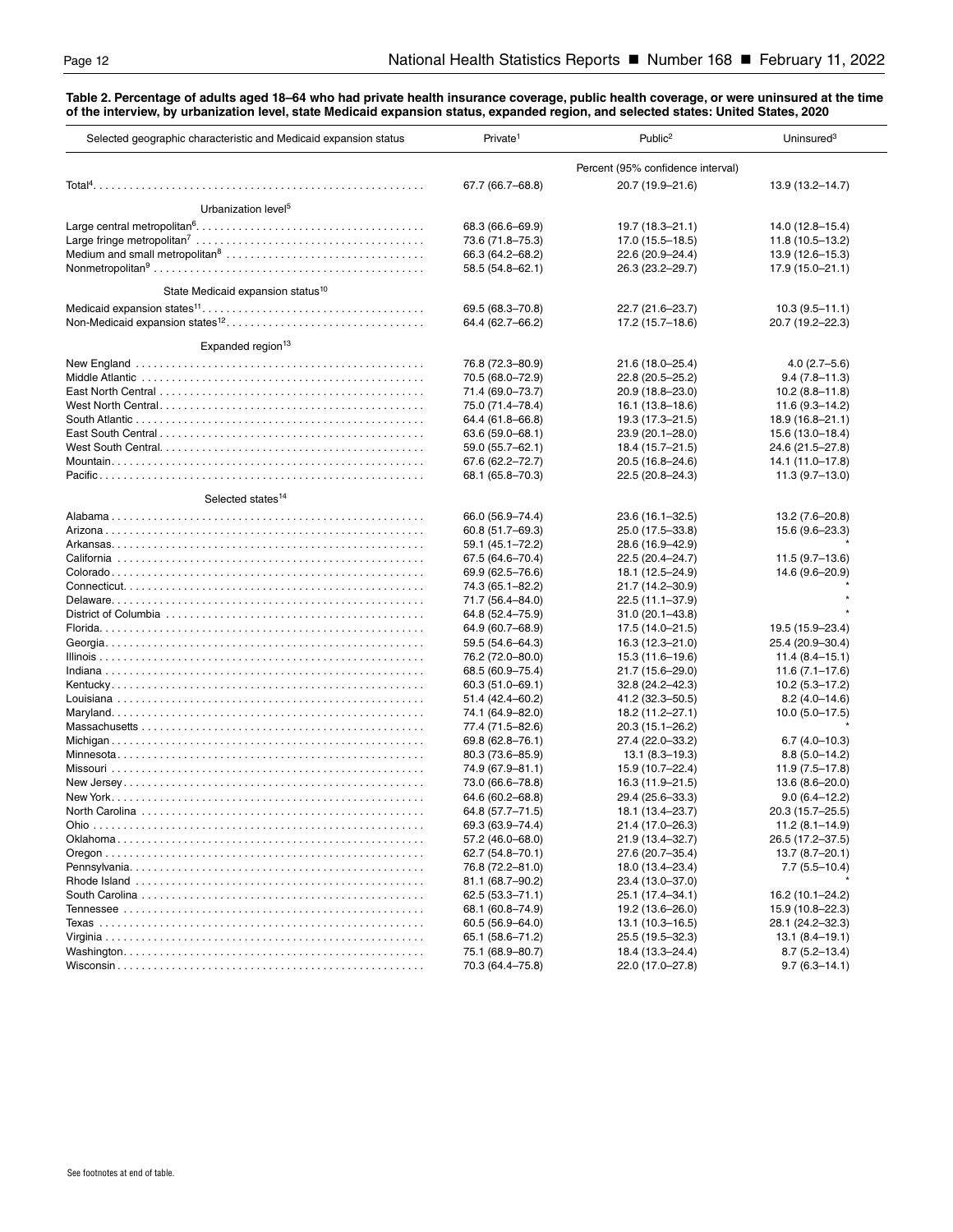**Table 2. Percentage of adults aged 18–64 who had private health insurance coverage, public health coverage, or were uninsured at the time of the interview, by urbanization level, state Medicaid expansion status, expanded region, and selected states: United States, 2020**

| Selected geographic characteristic and Medicaid expansion status | Private[1] | Public[2] | Uninsured[3] |
|---|---|---|---|
| | Percent (95% confidence interval) | | |
| Total[4] | 67.7 (66.7–68.8) | 20.7 (19.9–21.6) | 13.9 (13.2–14.7) |
| **Urbanization level[5]** | | | |
| Large central metropolitan[6] | 68.3 (66.6–69.9) | 19.7 (18.3–21.1) | 14.0 (12.8–15.4) |
| Large fringe metropolitan[7] | 73.6 (71.8–75.3) | 17.0 (15.5–18.5) | 11.8 (10.5–13.2) |
| Medium and small metropolitan[8] | 66.3 (64.2–68.2) | 22.6 (20.9–24.4) | 13.9 (12.6–15.3) |
| Nonmetropolitan[9] | 58.5 (54.8–62.1) | 26.3 (23.2–29.7) | 17.9 (15.0–21.1) |
| **State Medicaid expansion status[10]** | | | |
| Medicaid expansion states[11] | 69.5 (68.3–70.8) | 22.7 (21.6–23.7) | 10.3 (9.5–11.1) |
| Non-Medicaid expansion states[12] | 64.4 (62.7–66.2) | 17.2 (15.7–18.6) | 20.7 (19.2–22.3) |
| **Expanded region[13]** | | | |
| New England | 76.8 (72.3–80.9) | 21.6 (18.0–25.4) | 4.0 (2.7–5.6) |
| Middle Atlantic | 70.5 (68.0–72.9) | 22.8 (20.5–25.2) | 9.4 (7.8–11.3) |
| East North Central | 71.4 (69.0–73.7) | 20.9 (18.8–23.0) | 10.2 (8.8–11.8) |
| West North Central | 75.0 (71.4–78.4) | 16.1 (13.8–18.6) | 11.6 (9.3–14.2) |
| South Atlantic | 64.4 (61.8–66.8) | 19.3 (17.3–21.5) | 18.9 (16.8–21.1) |
| East South Central | 63.6 (59.0–68.1) | 23.9 (20.1–28.0) | 15.6 (13.0–18.4) |
| West South Central | 59.0 (55.7–62.1) | 18.4 (15.7–21.5) | 24.6 (21.5–27.8) |
| Mountain | 67.6 (62.2–72.7) | 20.5 (16.8–24.6) | 14.1 (11.0–17.8) |
| Pacific | 68.1 (65.8–70.3) | 22.5 (20.8–24.3) | 11.3 (9.7–13.0) |
| **Selected states[14]** | | | |
| Alabama | 66.0 (56.9–74.4) | 23.6 (16.1–32.5) | 13.2 (7.6–20.8) |
| Arizona | 60.8 (51.7–69.3) | 25.0 (17.5–33.8) | 15.6 (9.6–23.3) |
| Arkansas | 59.1 (45.1–72.2) | 28.6 (16.9–42.9) | * |
| California | 67.5 (64.6–70.4) | 22.5 (20.4–24.7) | 11.5 (9.7–13.6) |
| Colorado | 69.9 (62.5–76.6) | 18.1 (12.5–24.9) | 14.6 (9.6–20.9) |
| Connecticut | 74.3 (65.1–82.2) | 21.7 (14.2–30.9) | * |
| Delaware | 71.7 (56.4–84.0) | 22.5 (11.1–37.9) | * |
| District of Columbia | 64.8 (52.4–75.9) | 31.0 (20.1–43.8) | * |
| Florida | 64.9 (60.7–68.9) | 17.5 (14.0–21.5) | 19.5 (15.9–23.4) |
| Georgia | 59.5 (54.6–64.3) | 16.3 (12.3–21.0) | 25.4 (20.9–30.4) |
| Illinois | 76.2 (72.0–80.0) | 15.3 (11.6–19.6) | 11.4 (8.4–15.1) |
| Indiana | 68.5 (60.9–75.4) | 21.7 (15.6–29.0) | 11.6 (7.1–17.6) |
| Kentucky | 60.3 (51.0–69.1) | 32.8 (24.2–42.3) | 10.2 (5.3–17.2) |
| Louisiana | 51.4 (42.4–60.2) | 41.2 (32.3–50.5) | 8.2 (4.0–14.6) |
| Maryland | 74.1 (64.9–82.0) | 18.2 (11.2–27.1) | 10.0 (5.0–17.5) |
| Massachusetts | 77.4 (71.5–82.6) | 20.3 (15.1–26.2) | * |
| Michigan | 69.8 (62.8–76.1) | 27.4 (22.0–33.2) | 6.7 (4.0–10.3) |
| Minnesota | 80.3 (73.6–85.9) | 13.1 (8.3–19.3) | 8.8 (5.0–14.2) |
| Missouri | 74.9 (67.9–81.1) | 15.9 (10.7–22.4) | 11.9 (7.5–17.8) |
| New Jersey | 73.0 (66.6–78.8) | 16.3 (11.9–21.5) | 13.6 (8.6–20.0) |
| New York | 64.6 (60.2–68.8) | 29.4 (25.6–33.3) | 9.0 (6.4–12.2) |
| North Carolina | 64.8 (57.7–71.5) | 18.1 (13.4–23.7) | 20.3 (15.7–25.5) |
| Ohio | 69.3 (63.9–74.4) | 21.4 (17.0–26.3) | 11.2 (8.1–14.9) |
| Oklahoma | 57.2 (46.0–68.0) | 21.9 (13.4–32.7) | 26.5 (17.2–37.5) |
| Oregon | 62.7 (54.8–70.1) | 27.6 (20.7–35.4) | 13.7 (8.7–20.1) |
| Pennsylvania | 76.8 (72.2–81.0) | 18.0 (13.4–23.4) | 7.7 (5.5–10.4) |
| Rhode Island | 81.1 (68.7–90.2) | 23.4 (13.0–37.0) | * |
| South Carolina | 62.5 (53.3–71.1) | 25.1 (17.4–34.1) | 16.2 (10.1–24.2) |
| Tennessee | 68.1 (60.8–74.9) | 19.2 (13.6–26.0) | 15.9 (10.8–22.3) |
| Texas | 60.5 (56.9–64.0) | 13.1 (10.3–16.5) | 28.1 (24.2–32.3) |
| Virginia | 65.1 (58.6–71.2) | 25.5 (19.5–32.3) | 13.1 (8.4–19.1) |
| Washington | 75.1 (68.9–80.7) | 18.4 (13.3–24.4) | 8.7 (5.2–13.4) |
| Wisconsin | 70.3 (64.4–75.8) | 22.0 (17.0–27.8) | 9.7 (6.3–14.1) |

See footnotes at end of table.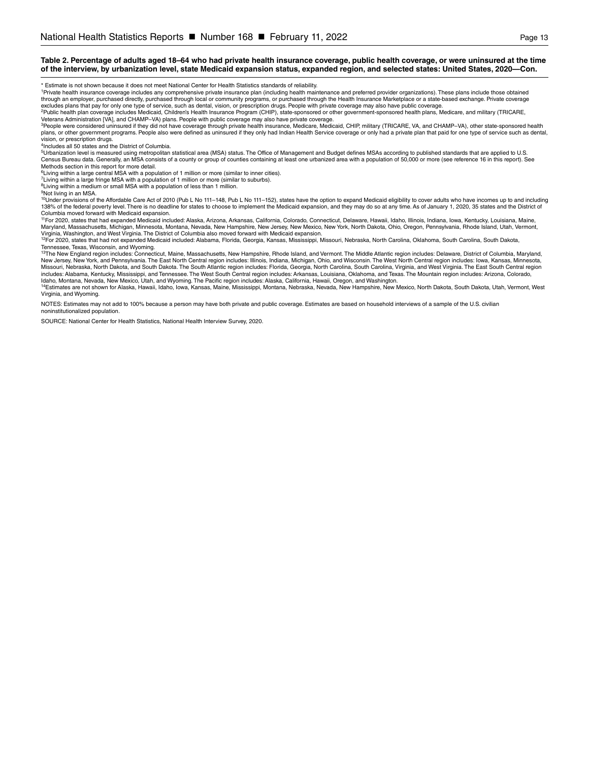**Table 2. Percentage of adults aged 18–64 who had private health insurance coverage, public health coverage, or were uninsured at the time of the interview, by urbanization level, state Medicaid expansion status, expanded region, and selected states: United States, 2020—Con.**

* Estimate is not shown because it does not meet National Center for Health Statistics standards of reliability.

[1]Private health insurance coverage includes any comprehensive private insurance plan (including health maintenance and preferred provider organizations). These plans include those obtained through an employer, purchased directly, purchased through local or community programs, or purchased through the Health Insurance Marketplace or a state-based exchange. Private coverage excludes plans that pay for only one type of service, such as dental, vision, or prescription drugs. People with private coverage may also have public coverage.

[2]Public health plan coverage includes Medicaid, Children's Health Insurance Program (CHIP), state-sponsored or other government-sponsored health plans, Medicare, and military (TRICARE, Veterans Administration [VA], and CHAMP–VA) plans. People with public coverage may also have private coverage.

[3]People were considered uninsured if they did not have coverage through private health insurance, Medicare, Medicaid, CHIP, military (TRICARE, VA, and CHAMP–VA), other state-sponsored health plans, or other government programs. People also were defined as uninsured if they only had Indian Health Service coverage or only had a private plan that paid for one type of service such as dental, vision, or prescription drugs.

[4]Includes all 50 states and the District of Columbia.

[5]Urbanization level is measured using metropolitan statistical area (MSA) status. The Office of Management and Budget defines MSAs according to published standards that are applied to U.S. Census Bureau data. Generally, an MSA consists of a county or group of counties containing at least one urbanized area with a population of 50,000 or more (see reference 16 in this report). See Methods section in this report for more detail.

[6]Living within a large central MSA with a population of 1 million or more (similar to inner cities).

[7]Living within a large fringe MSA with a population of 1 million or more (similar to suburbs).

[8]Living within a medium or small MSA with a population of less than 1 million.

[9]Not living in an MSA.

[10]Under provisions of the Affordable Care Act of 2010 (Pub L No 111–148, Pub L No 111–152), states have the option to expand Medicaid eligibility to cover adults who have incomes up to and including 138% of the federal poverty level. There is no deadline for states to choose to implement the Medicaid expansion, and they may do so at any time. As of January 1, 2020, 35 states and the District of Columbia moved forward with Medicaid expansion.

[11]For 2020, states that had expanded Medicaid included: Alaska, Arizona, Arkansas, California, Colorado, Connecticut, Delaware, Hawaii, Idaho, Illinois, Indiana, Iowa, Kentucky, Louisiana, Maine, Maryland, Massachusetts, Michigan, Minnesota, Montana, Nevada, New Hampshire, New Jersey, New Mexico, New York, North Dakota, Ohio, Oregon, Pennsylvania, Rhode Island, Utah, Vermont, Virginia, Washington, and West Virginia. The District of Columbia also moved forward with Medicaid expansion.

[12]For 2020, states that had not expanded Medicaid included: Alabama, Florida, Georgia, Kansas, Mississippi, Missouri, Nebraska, North Carolina, Oklahoma, South Carolina, South Dakota, Tennessee, Texas, Wisconsin, and Wyoming.

[13]The New England region includes: Connecticut, Maine, Massachusetts, New Hampshire, Rhode Island, and Vermont. The Middle Atlantic region includes: Delaware, District of Columbia, Maryland, New Jersey, New York, and Pennsylvania. The East North Central region includes: Illinois, Indiana, Michigan, Ohio, and Wisconsin. The West North Central region includes: Iowa, Kansas, Minnesota, Missouri, Nebraska, North Dakota, and South Dakota. The South Atlantic region includes: Florida, Georgia, North Carolina, South Carolina, Virginia, and West Virginia. The East South Central region includes: Alabama, Kentucky, Mississippi, and Tennessee. The West South Central region includes: Arkansas, Louisiana, Oklahoma, and Texas. The Mountain region includes: Arizona, Colorado, Idaho, Montana, Nevada, New Mexico, Utah, and Wyoming. The Pacific region includes: Alaska, California, Hawaii, Oregon, and Washington.

[14]Estimates are not shown for Alaska, Hawaii, Idaho, Iowa, Kansas, Maine, Mississippi, Montana, Nebraska, Nevada, New Hampshire, New Mexico, North Dakota, South Dakota, Utah, Vermont, West Virginia, and Wyoming.

NOTES: Estimates may not add to 100% because a person may have both private and public coverage. Estimates are based on household interviews of a sample of the U.S. civilian noninstitutionalized population.

SOURCE: National Center for Health Statistics, National Health Interview Survey, 2020.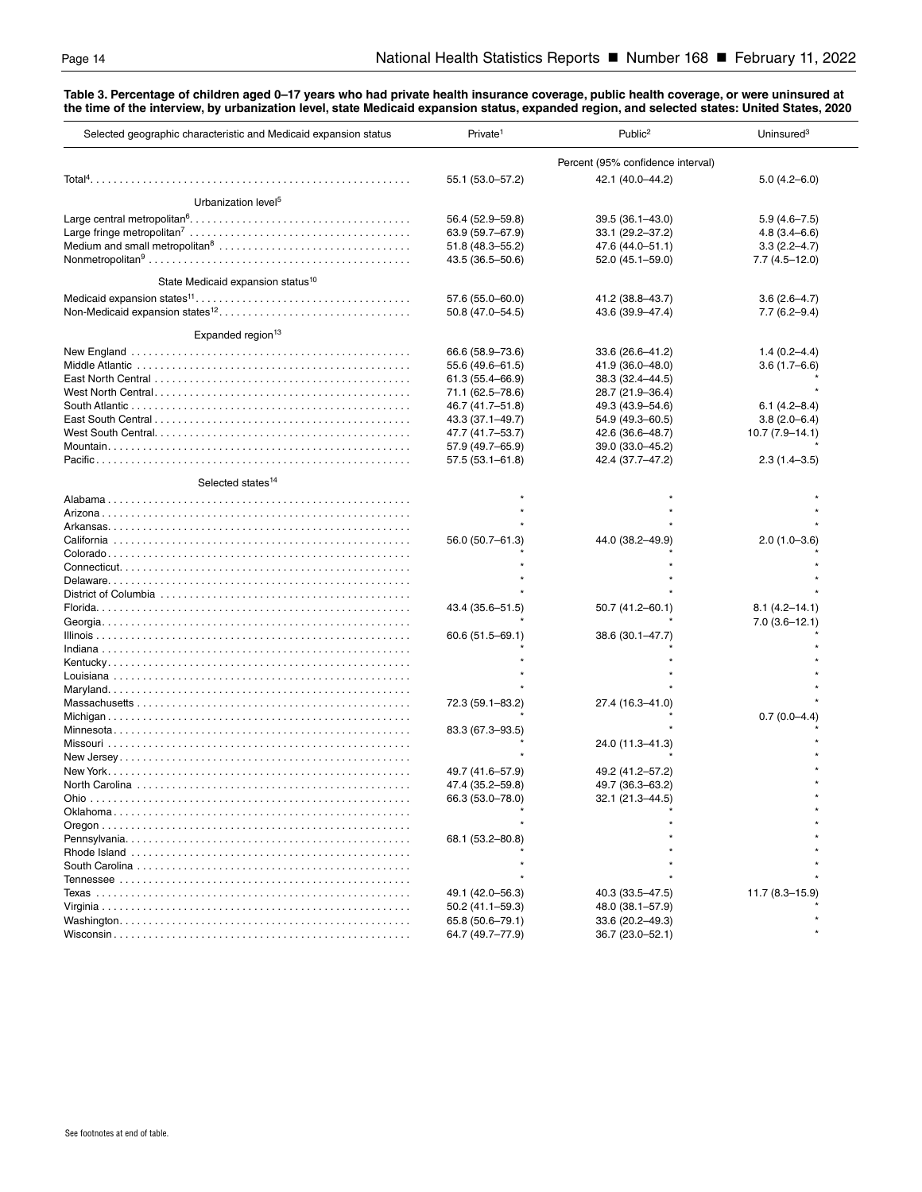**Table 3. Percentage of children aged 0–17 years who had private health insurance coverage, public health coverage, or were uninsured at the time of the interview, by urbanization level, state Medicaid expansion status, expanded region, and selected states: United States, 2020**

| Selected geographic characteristic and Medicaid expansion status | Private[1] | Public[2] | Uninsured[3] |
|---|---|---|---|
| | Percent (95% confidence interval) | | |
| Total[4] | 55.1 (53.0–57.2) | 42.1 (40.0–44.2) | 5.0 (4.2–6.0) |
| **Urbanization level[5]** | | | |
| Large central metropolitan[6] | 56.4 (52.9–59.8) | 39.5 (36.1–43.0) | 5.9 (4.6–7.5) |
| Large fringe metropolitan[7] | 63.9 (59.7–67.9) | 33.1 (29.2–37.2) | 4.8 (3.4–6.6) |
| Medium and small metropolitan[8] | 51.8 (48.3–55.2) | 47.6 (44.0–51.1) | 3.3 (2.2–4.7) |
| Nonmetropolitan[9] | 43.5 (36.5–50.6) | 52.0 (45.1–59.0) | 7.7 (4.5–12.0) |
| **State Medicaid expansion status[10]** | | | |
| Medicaid expansion states[11] | 57.6 (55.0–60.0) | 41.2 (38.8–43.7) | 3.6 (2.6–4.7) |
| Non-Medicaid expansion states[12] | 50.8 (47.0–54.5) | 43.6 (39.9–47.4) | 7.7 (6.2–9.4) |
| **Expanded region[13]** | | | |
| New England | 66.6 (58.9–73.6) | 33.6 (26.6–41.2) | 1.4 (0.2–4.4) |
| Middle Atlantic | 55.6 (49.6–61.5) | 41.9 (36.0–48.0) | 3.6 (1.7–6.6) |
| East North Central | 61.3 (55.4–66.9) | 38.3 (32.4–44.5) | * |
| West North Central | 71.1 (62.5–78.6) | 28.7 (21.9–36.4) | * |
| South Atlantic | 46.7 (41.7–51.8) | 49.3 (43.9–54.6) | 6.1 (4.2–8.4) |
| East South Central | 43.3 (37.1–49.7) | 54.9 (49.3–60.5) | 3.8 (2.0–6.4) |
| West South Central | 47.7 (41.7–53.7) | 42.6 (36.6–48.7) | 10.7 (7.9–14.1) |
| Mountain | 57.9 (49.7–65.9) | 39.0 (33.0–45.2) | * |
| Pacific | 57.5 (53.1–61.8) | 42.4 (37.7–47.2) | 2.3 (1.4–3.5) |
| **Selected states[14]** | | | |
| Alabama | * | * | * |
| Arizona | * | * | * |
| Arkansas | * | * | * |
| California | 56.0 (50.7–61.3) | 44.0 (38.2–49.9) | 2.0 (1.0–3.6) |
| Colorado | * | * | * |
| Connecticut | * | * | * |
| Delaware | * | * | * |
| District of Columbia | * | * | * |
| Florida | 43.4 (35.6–51.5) | 50.7 (41.2–60.1) | 8.1 (4.2–14.1) |
| Georgia | * | * | 7.0 (3.6–12.1) |
| Illinois | 60.6 (51.5–69.1) | 38.6 (30.1–47.7) | * |
| Indiana | * | * | * |
| Kentucky | * | * | * |
| Louisiana | * | * | * |
| Maryland | * | * | * |
| Massachusetts | 72.3 (59.1–83.2) | 27.4 (16.3–41.0) | * |
| Michigan | * | * | 0.7 (0.0–4.4) |
| Minnesota | 83.3 (67.3–93.5) | * | * |
| Missouri | * | 24.0 (11.3–41.3) | * |
| New Jersey | * | * | * |
| New York | 49.7 (41.6–57.9) | 49.2 (41.2–57.2) | * |
| North Carolina | 47.4 (35.2–59.8) | 49.7 (36.3–63.2) | * |
| Ohio | 66.3 (53.0–78.0) | 32.1 (21.3–44.5) | * |
| Oklahoma | * | * | * |
| Oregon | * | * | * |
| Pennsylvania | 68.1 (53.2–80.8) | * | * |
| Rhode Island | * | * | * |
| South Carolina | * | * | * |
| Tennessee | * | * | * |
| Texas | 49.1 (42.0–56.3) | 40.3 (33.5–47.5) | 11.7 (8.3–15.9) |
| Virginia | 50.2 (41.1–59.3) | 48.0 (38.1–57.9) | * |
| Washington | 65.8 (50.6–79.1) | 33.6 (20.2–49.3) | * |
| Wisconsin | 64.7 (49.7–77.9) | 36.7 (23.0–52.1) | * |

See footnotes at end of table.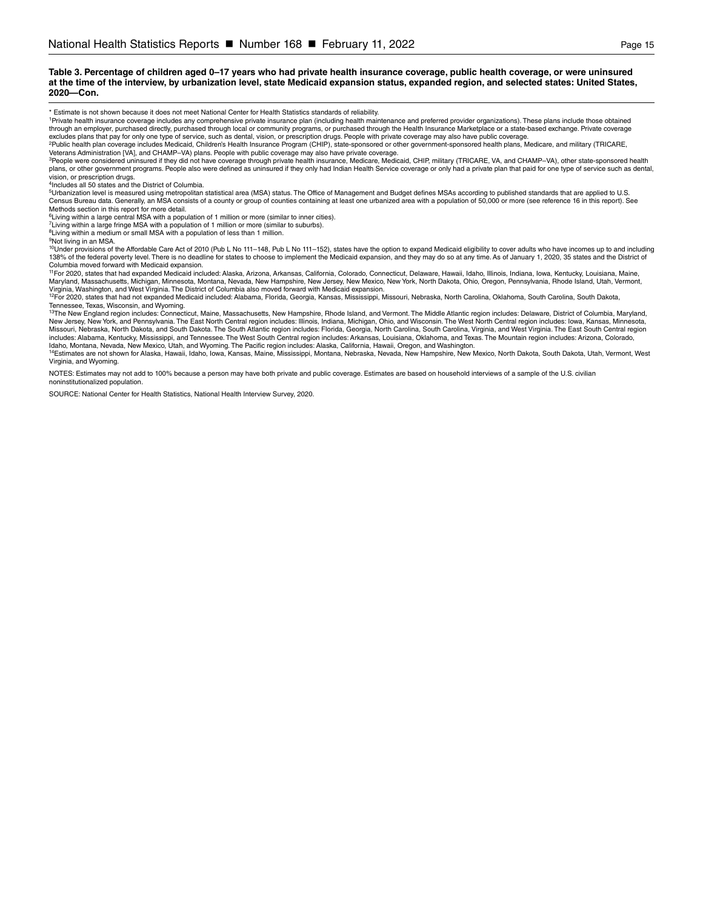**Table 3. Percentage of children aged 0–17 years who had private health insurance coverage, public health coverage, or were uninsured at the time of the interview, by urbanization level, state Medicaid expansion status, expanded region, and selected states: United States, 2020—Con.**

* Estimate is not shown because it does not meet National Center for Health Statistics standards of reliability.

[1]Private health insurance coverage includes any comprehensive private insurance plan (including health maintenance and preferred provider organizations). These plans include those obtained through an employer, purchased directly, purchased through local or community programs, or purchased through the Health Insurance Marketplace or a state-based exchange. Private coverage excludes plans that pay for only one type of service, such as dental, vision, or prescription drugs. People with private coverage may also have public coverage.

[2]Public health plan coverage includes Medicaid, Children's Health Insurance Program (CHIP), state-sponsored or other government-sponsored health plans, Medicare, and military (TRICARE, Veterans Administration [VA], and CHAMP–VA) plans. People with public coverage may also have private coverage.

[3]People were considered uninsured if they did not have coverage through private health insurance, Medicare, Medicaid, CHIP, military (TRICARE, VA, and CHAMP–VA), other state-sponsored health plans, or other government programs. People also were defined as uninsured if they only had Indian Health Service coverage or only had a private plan that paid for one type of service such as dental, vision, or prescription drugs.

[4]Includes all 50 states and the District of Columbia.

[5]Urbanization level is measured using metropolitan statistical area (MSA) status. The Office of Management and Budget defines MSAs according to published standards that are applied to U.S. Census Bureau data. Generally, an MSA consists of a county or group of counties containing at least one urbanized area with a population of 50,000 or more (see reference 16 in this report). See Methods section in this report for more detail.

[6]Living within a large central MSA with a population of 1 million or more (similar to inner cities).

[7]Living within a large fringe MSA with a population of 1 million or more (similar to suburbs).

[8]Living within a medium or small MSA with a population of less than 1 million.

[9]Not living in an MSA.

[10]Under provisions of the Affordable Care Act of 2010 (Pub L No 111–148, Pub L No 111–152), states have the option to expand Medicaid eligibility to cover adults who have incomes up to and including 138% of the federal poverty level. There is no deadline for states to choose to implement the Medicaid expansion, and they may do so at any time. As of January 1, 2020, 35 states and the District of Columbia moved forward with Medicaid expansion.

[11]For 2020, states that had expanded Medicaid included: Alaska, Arizona, Arkansas, California, Colorado, Connecticut, Delaware, Hawaii, Idaho, Illinois, Indiana, Iowa, Kentucky, Louisiana, Maine, Maryland, Massachusetts, Michigan, Minnesota, Montana, Nevada, New Hampshire, New Jersey, New Mexico, New York, North Dakota, Ohio, Oregon, Pennsylvania, Rhode Island, Utah, Vermont, Virginia, Washington, and West Virginia. The District of Columbia also moved forward with Medicaid expansion.

[12]For 2020, states that had not expanded Medicaid included: Alabama, Florida, Georgia, Kansas, Mississippi, Missouri, Nebraska, North Carolina, Oklahoma, South Carolina, South Dakota, Tennessee, Texas, Wisconsin, and Wyoming.

[13]The New England region includes: Connecticut, Maine, Massachusetts, New Hampshire, Rhode Island, and Vermont. The Middle Atlantic region includes: Delaware, District of Columbia, Maryland, New Jersey, New York, and Pennsylvania. The East North Central region includes: Illinois, Indiana, Michigan, Ohio, and Wisconsin. The West North Central region includes: Iowa, Kansas, Minnesota, Missouri, Nebraska, North Dakota, and South Dakota. The South Atlantic region includes: Florida, Georgia, North Carolina, South Carolina, Virginia, and West Virginia. The East South Central region includes: Alabama, Kentucky, Mississippi, and Tennessee. The West South Central region includes: Arkansas, Louisiana, Oklahoma, and Texas. The Mountain region includes: Arizona, Colorado, Idaho, Montana, Nevada, New Mexico, Utah, and Wyoming. The Pacific region includes: Alaska, California, Hawaii, Oregon, and Washington.

[14]Estimates are not shown for Alaska, Hawaii, Idaho, Iowa, Kansas, Maine, Mississippi, Montana, Nebraska, Nevada, New Hampshire, New Mexico, North Dakota, South Dakota, Utah, Vermont, West Virginia, and Wyoming.

NOTES: Estimates may not add to 100% because a person may have both private and public coverage. Estimates are based on household interviews of a sample of the U.S. civilian noninstitutionalized population.

SOURCE: National Center for Health Statistics, National Health Interview Survey, 2020.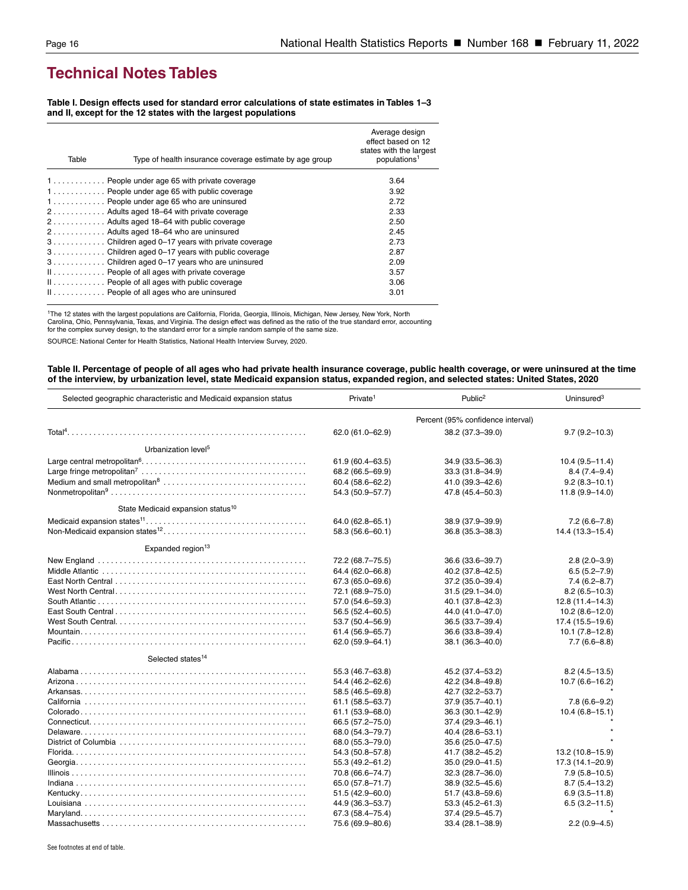# Technical Notes Tables

**Table I. Design effects used for standard error calculations of state estimates in Tables 1–3 and II, except for the 12 states with the largest populations**

| Table | Type of health insurance coverage estimate by age group | Average design effect based on 12 states with the largest populations[1] |
|---|---|---|
| 1 | People under age 65 with private coverage | 3.64 |
| 1 | People under age 65 with public coverage | 3.92 |
| 1 | People under age 65 who are uninsured | 2.72 |
| 2 | Adults aged 18–64 with private coverage | 2.33 |
| 2 | Adults aged 18–64 with public coverage | 2.50 |
| 2 | Adults aged 18–64 who are uninsured | 2.45 |
| 3 | Children aged 0–17 years with private coverage | 2.73 |
| 3 | Children aged 0–17 years with public coverage | 2.87 |
| 3 | Children aged 0–17 years who are uninsured | 2.09 |
| II | People of all ages with private coverage | 3.57 |
| II | People of all ages with public coverage | 3.06 |
| II | People of all ages who are uninsured | 3.01 |

[1]The 12 states with the largest populations are California, Florida, Georgia, Illinois, Michigan, New Jersey, New York, North Carolina, Ohio, Pennsylvania, Texas, and Virginia. The design effect was defined as the ratio of the true standard error, accounting for the complex survey design, to the standard error for a simple random sample of the same size.

SOURCE: National Center for Health Statistics, National Health Interview Survey, 2020.

**Table II. Percentage of people of all ages who had private health insurance coverage, public health coverage, or were uninsured at the time of the interview, by urbanization level, state Medicaid expansion status, expanded region, and selected states: United States, 2020**

| Selected geographic characteristic and Medicaid expansion status | Private[1] | Public[2] | Uninsured[3] |
|---|---|---|---|
| | Percent (95% confidence interval) | | |
| Total[4] | 62.0 (61.0–62.9) | 38.2 (37.3–39.0) | 9.7 (9.2–10.3) |
| **Urbanization level[5]** | | | |
| Large central metropolitan[6] | 61.9 (60.4–63.5) | 34.9 (33.5–36.3) | 10.4 (9.5–11.4) |
| Large fringe metropolitan[7] | 68.2 (66.5–69.9) | 33.3 (31.8–34.9) | 8.4 (7.4–9.4) |
| Medium and small metropolitan[8] | 60.4 (58.6–62.2) | 41.0 (39.3–42.6) | 9.2 (8.3–10.1) |
| Nonmetropolitan[9] | 54.3 (50.9–57.7) | 47.8 (45.4–50.3) | 11.8 (9.9–14.0) |
| **State Medicaid expansion status[10]** | | | |
| Medicaid expansion states[11] | 64.0 (62.8–65.1) | 38.9 (37.9–39.9) | 7.2 (6.6–7.8) |
| Non-Medicaid expansion states[12] | 58.3 (56.6–60.1) | 36.8 (35.3–38.3) | 14.4 (13.3–15.4) |
| **Expanded region[13]** | | | |
| New England | 72.2 (68.7–75.5) | 36.6 (33.6–39.7) | 2.8 (2.0–3.9) |
| Middle Atlantic | 64.4 (62.0–66.8) | 40.2 (37.8–42.5) | 6.5 (5.2–7.9) |
| East North Central | 67.3 (65.0–69.6) | 37.2 (35.0–39.4) | 7.4 (6.2–8.7) |
| West North Central | 72.1 (68.9–75.0) | 31.5 (29.1–34.0) | 8.2 (6.5–10.3) |
| South Atlantic | 57.0 (54.6–59.3) | 40.1 (37.8–42.3) | 12.8 (11.4–14.3) |
| East South Central | 56.5 (52.4–60.5) | 44.0 (41.0–47.0) | 10.2 (8.6–12.0) |
| West South Central | 53.7 (50.4–56.9) | 36.5 (33.7–39.4) | 17.4 (15.5–19.6) |
| Mountain | 61.4 (56.9–65.7) | 36.6 (33.8–39.4) | 10.1 (7.8–12.8) |
| Pacific | 62.0 (59.9–64.1) | 38.1 (36.3–40.0) | 7.7 (6.6–8.8) |
| **Selected states[14]** | | | |
| Alabama | 55.3 (46.7–63.8) | 45.2 (37.4–53.2) | 8.2 (4.5–13.5) |
| Arizona | 54.4 (46.2–62.6) | 42.2 (34.8–49.8) | 10.7 (6.6–16.2) |
| Arkansas | 58.5 (46.5–69.8) | 42.7 (32.2–53.7) | * |
| California | 61.1 (58.5–63.7) | 37.9 (35.7–40.1) | 7.8 (6.6–9.2) |
| Colorado | 61.1 (53.9–68.0) | 36.3 (30.1–42.9) | 10.4 (6.8–15.1) |
| Connecticut | 66.5 (57.2–75.0) | 37.4 (29.3–46.1) | * |
| Delaware | 68.0 (54.3–79.7) | 40.4 (28.6–53.1) | * |
| District of Columbia | 68.0 (55.3–79.0) | 35.6 (25.0–47.5) | * |
| Florida | 54.3 (50.8–57.8) | 41.7 (38.2–45.2) | 13.2 (10.8–15.9) |
| Georgia | 55.3 (49.2–61.2) | 35.0 (29.0–41.5) | 17.3 (14.1–20.9) |
| Illinois | 70.8 (66.6–74.7) | 32.3 (28.7–36.0) | 7.9 (5.8–10.5) |
| Indiana | 65.0 (57.8–71.7) | 38.9 (32.5–45.6) | 8.7 (5.4–13.2) |
| Kentucky | 51.5 (42.9–60.0) | 51.7 (43.8–59.6) | 6.9 (3.5–11.8) |
| Louisiana | 44.9 (36.3–53.7) | 53.3 (45.2–61.3) | 6.5 (3.2–11.5) |
| Maryland | 67.3 (58.4–75.4) | 37.4 (29.5–45.7) | * |
| Massachusetts | 75.6 (69.9–80.6) | 33.4 (28.1–38.9) | 2.2 (0.9–4.5) |

See footnotes at end of table.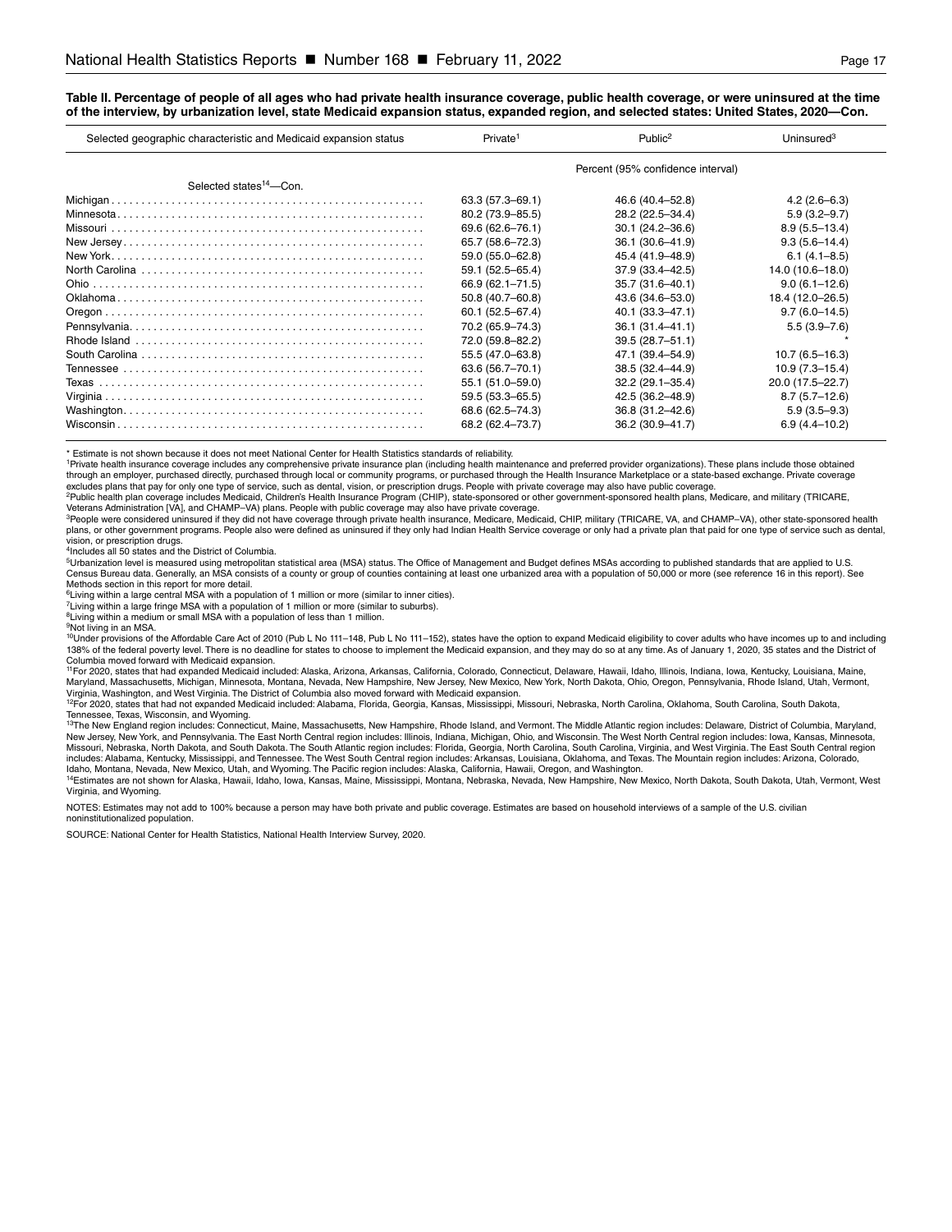**Table II. Percentage of people of all ages who had private health insurance coverage, public health coverage, or were uninsured at the time of the interview, by urbanization level, state Medicaid expansion status, expanded region, and selected states: United States, 2020—Con.**

| Selected geographic characteristic and Medicaid expansion status | Private[1] | Public[2] | Uninsured[3] |
|---|---|---|---|
| | Percent (95% confidence interval) | | |
| Selected states[14]—Con. | | | |
| Michigan | 63.3 (57.3–69.1) | 46.6 (40.4–52.8) | 4.2 (2.6–6.3) |
| Minnesota | 80.2 (73.9–85.5) | 28.2 (22.5–34.4) | 5.9 (3.2–9.7) |
| Missouri | 69.6 (62.6–76.1) | 30.1 (24.2–36.6) | 8.9 (5.5–13.4) |
| New Jersey | 65.7 (58.6–72.3) | 36.1 (30.6–41.9) | 9.3 (5.6–14.4) |
| New York | 59.0 (55.0–62.8) | 45.4 (41.9–48.9) | 6.1 (4.1–8.5) |
| North Carolina | 59.1 (52.5–65.4) | 37.9 (33.4–42.5) | 14.0 (10.6–18.0) |
| Ohio | 66.9 (62.1–71.5) | 35.7 (31.6–40.1) | 9.0 (6.1–12.6) |
| Oklahoma | 50.8 (40.7–60.8) | 43.6 (34.6–53.0) | 18.4 (12.0–26.5) |
| Oregon | 60.1 (52.5–67.4) | 40.1 (33.3–47.1) | 9.7 (6.0–14.5) |
| Pennsylvania | 70.2 (65.9–74.3) | 36.1 (31.4–41.1) | 5.5 (3.9–7.6) |
| Rhode Island | 72.0 (59.8–82.2) | 39.5 (28.7–51.1) | * |
| South Carolina | 55.5 (47.0–63.8) | 47.1 (39.4–54.9) | 10.7 (6.5–16.3) |
| Tennessee | 63.6 (56.7–70.1) | 38.5 (32.4–44.9) | 10.9 (7.3–15.4) |
| Texas | 55.1 (51.0–59.0) | 32.2 (29.1–35.4) | 20.0 (17.5–22.7) |
| Virginia | 59.5 (53.3–65.5) | 42.5 (36.2–48.9) | 8.7 (5.7–12.6) |
| Washington | 68.6 (62.5–74.3) | 36.8 (31.2–42.6) | 5.9 (3.5–9.3) |
| Wisconsin | 68.2 (62.4–73.7) | 36.2 (30.9–41.7) | 6.9 (4.4–10.2) |

* Estimate is not shown because it does not meet National Center for Health Statistics standards of reliability.

[1]Private health insurance coverage includes any comprehensive private insurance plan (including health maintenance and preferred provider organizations). These plans include those obtained through an employer, purchased directly, purchased through local or community programs, or purchased through the Health Insurance Marketplace or a state-based exchange. Private coverage excludes plans that pay for only one type of service, such as dental, vision, or prescription drugs. People with private coverage may also have public coverage.

[2]Public health plan coverage includes Medicaid, Children's Health Insurance Program (CHIP), state-sponsored or other government-sponsored health plans, Medicare, and military (TRICARE, Veterans Administration [VA], and CHAMP–VA) plans. People with public coverage may also have private coverage.

[3]People were considered uninsured if they did not have coverage through private health insurance, Medicare, Medicaid, CHIP, military (TRICARE, VA, and CHAMP–VA), other state-sponsored health plans, or other government programs. People also were defined as uninsured if they only had Indian Health Service coverage or only had a private plan that paid for one type of service such as dental, vision, or prescription drugs.

[4]Includes all 50 states and the District of Columbia.

[5]Urbanization level is measured using metropolitan statistical area (MSA) status. The Office of Management and Budget defines MSAs according to published standards that are applied to U.S. Census Bureau data. Generally, an MSA consists of a county or group of counties containing at least one urbanized area with a population of 50,000 or more (see reference 16 in this report). See Methods section in this report for more detail.

[6]Living within a large central MSA with a population of 1 million or more (similar to inner cities).

[7]Living within a large fringe MSA with a population of 1 million or more (similar to suburbs).

[8]Living within a medium or small MSA with a population of less than 1 million.

[9]Not living in an MSA.

[10]Under provisions of the Affordable Care Act of 2010 (Pub L No 111–148, Pub L No 111–152), states have the option to expand Medicaid eligibility to cover adults who have incomes up to and including 138% of the federal poverty level. There is no deadline for states to choose to implement the Medicaid expansion, and they may do so at any time. As of January 1, 2020, 35 states and the District of Columbia moved forward with Medicaid expansion.

[11]For 2020, states that had expanded Medicaid included: Alaska, Arizona, Arkansas, California, Colorado, Connecticut, Delaware, Hawaii, Idaho, Illinois, Indiana, Iowa, Kentucky, Louisiana, Maine, Maryland, Massachusetts, Michigan, Minnesota, Montana, Nevada, New Hampshire, New Jersey, New Mexico, New York, North Dakota, Ohio, Oregon, Pennsylvania, Rhode Island, Utah, Vermont, Virginia, Washington, and West Virginia. The District of Columbia also moved forward with Medicaid expansion.

[12]For 2020, states that had not expanded Medicaid included: Alabama, Florida, Georgia, Kansas, Mississippi, Missouri, Nebraska, North Carolina, Oklahoma, South Carolina, South Dakota, Tennessee, Texas, Wisconsin, and Wyoming.

[13]The New England region includes: Connecticut, Maine, Massachusetts, New Hampshire, Rhode Island, and Vermont. The Middle Atlantic region includes: Delaware, District of Columbia, Maryland, New Jersey, New York, and Pennsylvania. The East North Central region includes: Illinois, Indiana, Michigan, Ohio, and Wisconsin. The West North Central region includes: Iowa, Kansas, Minnesota, Missouri, Nebraska, North Dakota, and South Dakota. The South Atlantic region includes: Florida, Georgia, North Carolina, South Carolina, Virginia, and West Virginia. The East South Central region includes: Alabama, Kentucky, Mississippi, and Tennessee. The West South Central region includes: Arkansas, Louisiana, Oklahoma, and Texas. The Mountain region includes: Arizona, Colorado, Idaho, Montana, Nevada, New Mexico, Utah, and Wyoming. The Pacific region includes: Alaska, California, Hawaii, Oregon, and Washington.

[14]Estimates are not shown for Alaska, Hawaii, Idaho, Iowa, Kansas, Maine, Mississippi, Montana, Nebraska, Nevada, New Hampshire, New Mexico, North Dakota, South Dakota, Utah, Vermont, West Virginia, and Wyoming.

NOTES: Estimates may not add to 100% because a person may have both private and public coverage. Estimates are based on household interviews of a sample of the U.S. civilian noninstitutionalized population.

SOURCE: National Center for Health Statistics, National Health Interview Survey, 2020.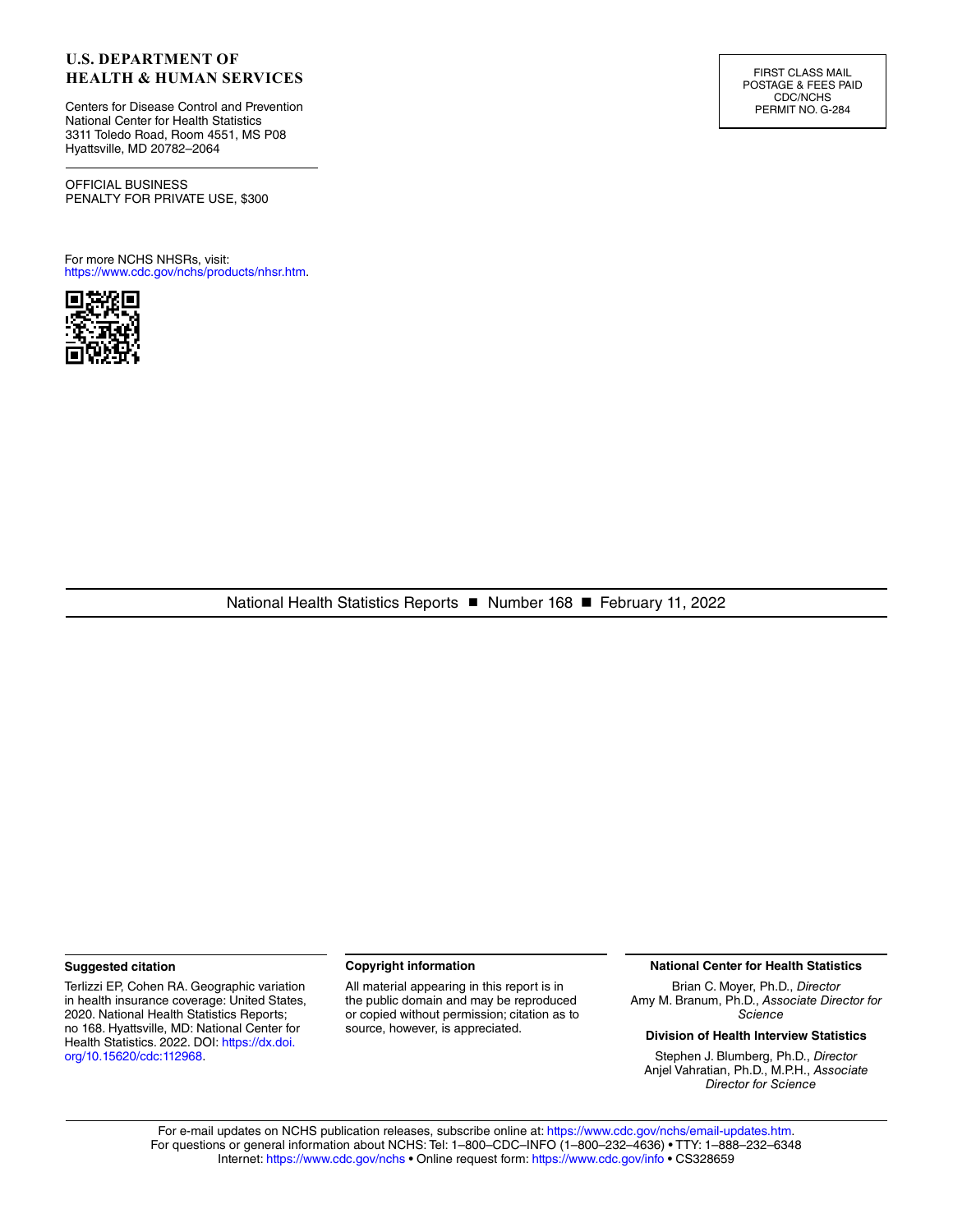**U.S. DEPARTMENT OF HEALTH & HUMAN SERVICES**

Centers for Disease Control and Prevention
National Center for Health Statistics
3311 Toledo Road, Room 4551, MS P08
Hyattsville, MD 20782–2064

OFFICIAL BUSINESS
PENALTY FOR PRIVATE USE, $300

FIRST CLASS MAIL
POSTAGE & FEES PAID
CDC/NCHS
PERMIT NO. G-284

For more NCHS NHSRs, visit: https://www.cdc.gov/nchs/products/nhsr.htm.

National Health Statistics Reports ■ Number 168 ■ February 11, 2022

**Suggested citation**

Terlizzi EP, Cohen RA. Geographic variation in health insurance coverage: United States, 2020. National Health Statistics Reports; no 168. Hyattsville, MD: National Center for Health Statistics. 2022. DOI: https://dx.doi.org/10.15620/cdc:112968.

**Copyright information**

All material appearing in this report is in the public domain and may be reproduced or copied without permission; citation as to source, however, is appreciated.

**National Center for Health Statistics**

Brian C. Moyer, Ph.D., *Director*
Amy M. Branum, Ph.D., *Associate Director for Science*

**Division of Health Interview Statistics**

Stephen J. Blumberg, Ph.D., *Director*
Anjel Vahratian, Ph.D., M.P.H., *Associate Director for Science*

For e-mail updates on NCHS publication releases, subscribe online at: https://www.cdc.gov/nchs/email-updates.htm.
For questions or general information about NCHS: Tel: 1–800–CDC–INFO (1–800–232–4636) • TTY: 1–888–232–6348
Internet: https://www.cdc.gov/nchs • Online request form: https://www.cdc.gov/info • CS328659